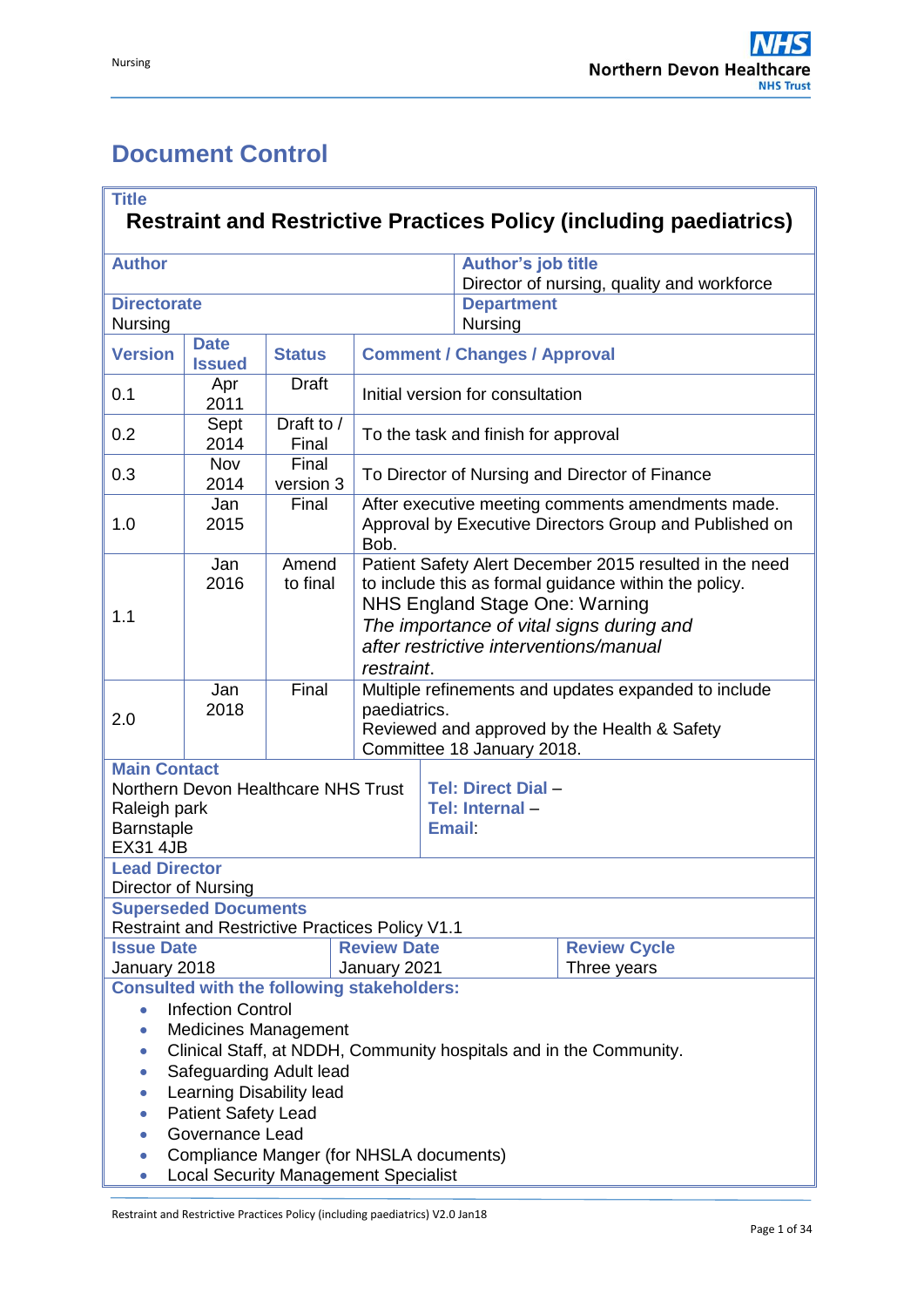# Document Control

| **Title** | | | | | |
|---|---|---|---|---|---|
| **Restraint and Restrictive Practices Policy (including paediatrics)** | | | | | |
| **Author** | | | | **Author's job title** Director of nursing, quality and workforce | |
| **Directorate** Nursing | | | | **Department** Nursing | |
| **Version** | **Date Issued** | **Status** | **Comment / Changes / Approval** | | |
| 0.1 | Apr 2011 | Draft | Initial version for consultation | | |
| 0.2 | Sept 2014 | Draft to / Final | To the task and finish for approval | | |
| 0.3 | Nov 2014 | Final version 3 | To Director of Nursing and Director of Finance | | |
| 1.0 | Jan 2015 | Final | After executive meeting comments amendments made. Approval by Executive Directors Group and Published on Bob. | | |
| 1.1 | Jan 2016 | Amend to final | Patient Safety Alert December 2015 resulted in the need to include this as formal guidance within the policy. NHS England Stage One: Warning *The importance of vital signs during and after restrictive interventions/manual restraint*. | | |
| 2.0 | Jan 2018 | Final | Multiple refinements and updates expanded to include paediatrics. Reviewed and approved by the Health & Safety Committee 18 January 2018. | | |
| **Main Contact** Northern Devon Healthcare NHS Trust Raleigh park Barnstaple EX31 4JB | | | | **Tel: Direct Dial** – **Tel: Internal** – **Email**: | |
| **Lead Director** Director of Nursing | | | | | |
| **Superseded Documents** Restraint and Restrictive Practices Policy V1.1 | | | | | |
| **Issue Date** January 2018 | | | **Review Date** January 2021 | | **Review Cycle** Three years |

**Consulted with the following stakeholders:**

- Infection Control
- Medicines Management
- Clinical Staff, at NDDH, Community hospitals and in the Community.
- Safeguarding Adult lead
- Learning Disability lead
- Patient Safety Lead
- Governance Lead
- Compliance Manger (for NHSLA documents)
- Local Security Management Specialist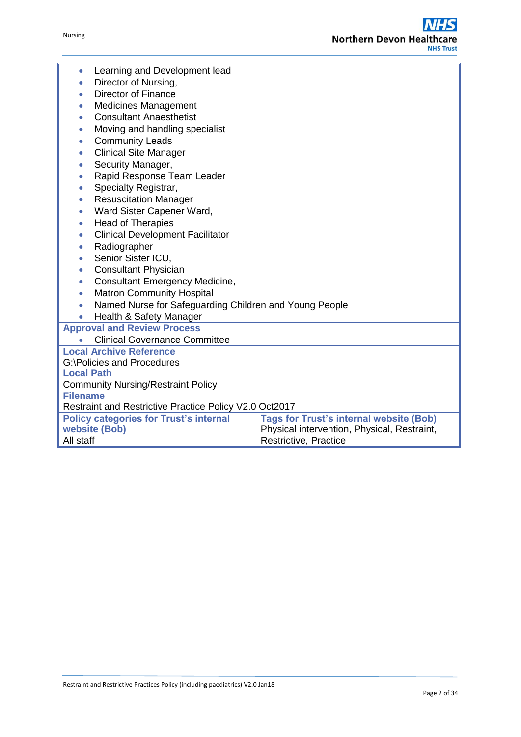- Learning and Development lead
- Director of Nursing,
- Director of Finance
- Medicines Management
- Consultant Anaesthetist
- Moving and handling specialist
- Community Leads
- Clinical Site Manager
- Security Manager,
- Rapid Response Team Leader
- Specialty Registrar,
- Resuscitation Manager
- Ward Sister Capener Ward,
- Head of Therapies
- Clinical Development Facilitator
- Radiographer
- Senior Sister ICU,
- Consultant Physician
- Consultant Emergency Medicine,
- Matron Community Hospital
- Named Nurse for Safeguarding Children and Young People
- Health & Safety Manager

**Approval and Review Process**

- Clinical Governance Committee

**Local Archive Reference**

G:\Policies and Procedures

**Local Path**

Community Nursing/Restraint Policy

**Filename**

Restraint and Restrictive Practice Policy V2.0 Oct2017

| Policy categories for Trust's internal website (Bob) | Tags for Trust's internal website (Bob) |
|---|---|
| All staff | Physical intervention, Physical, Restraint, Restrictive, Practice |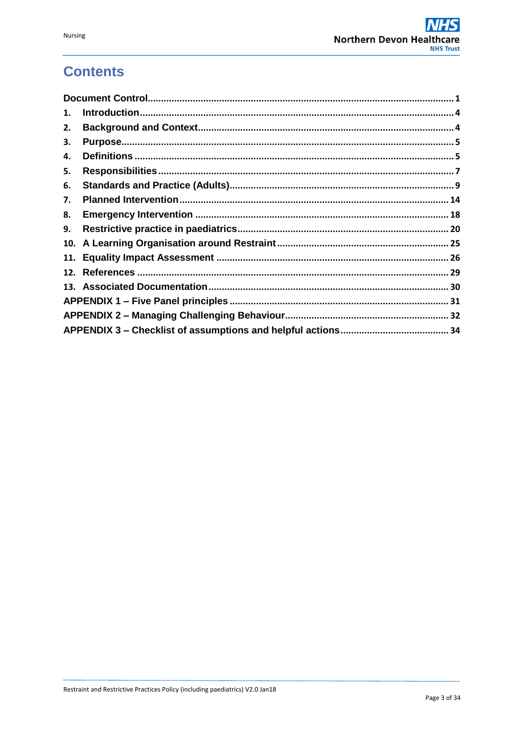# Contents

| | |
|---|---|
| **Document Control** | **1** |
| **1. Introduction** | **4** |
| **2. Background and Context** | **4** |
| **3. Purpose** | **5** |
| **4. Definitions** | **5** |
| **5. Responsibilities** | **7** |
| **6. Standards and Practice (Adults)** | **9** |
| **7. Planned Intervention** | **14** |
| **8. Emergency Intervention** | **18** |
| **9. Restrictive practice in paediatrics** | **20** |
| **10. A Learning Organisation around Restraint** | **25** |
| **11. Equality Impact Assessment** | **26** |
| **12. References** | **29** |
| **13. Associated Documentation** | **30** |
| **APPENDIX 1 – Five Panel principles** | **31** |
| **APPENDIX 2 – Managing Challenging Behaviour** | **32** |
| **APPENDIX 3 – Checklist of assumptions and helpful actions** | **34** |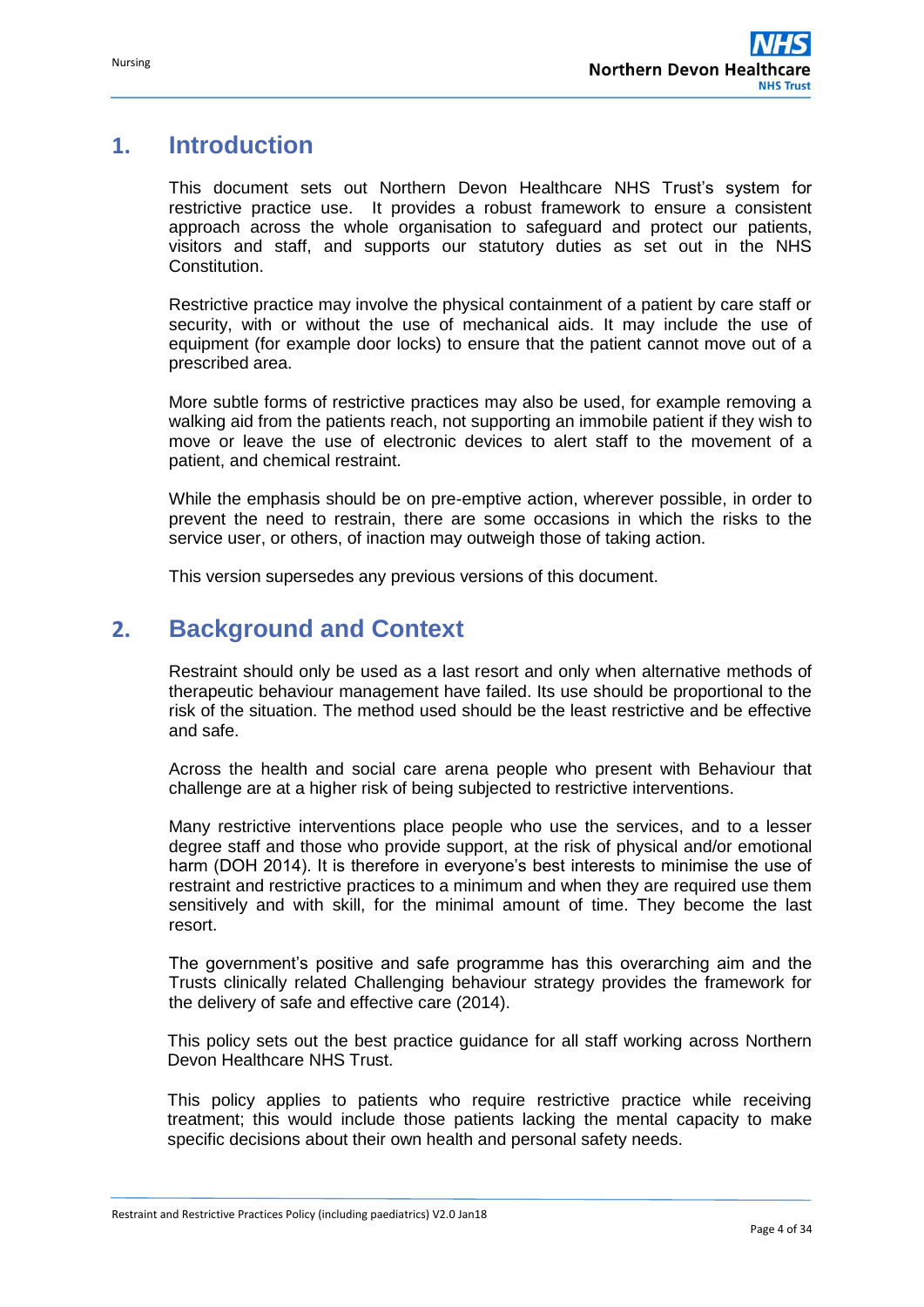# 1. Introduction

This document sets out Northern Devon Healthcare NHS Trust's system for restrictive practice use. It provides a robust framework to ensure a consistent approach across the whole organisation to safeguard and protect our patients, visitors and staff, and supports our statutory duties as set out in the NHS Constitution.

Restrictive practice may involve the physical containment of a patient by care staff or security, with or without the use of mechanical aids. It may include the use of equipment (for example door locks) to ensure that the patient cannot move out of a prescribed area.

More subtle forms of restrictive practices may also be used, for example removing a walking aid from the patients reach, not supporting an immobile patient if they wish to move or leave the use of electronic devices to alert staff to the movement of a patient, and chemical restraint.

While the emphasis should be on pre-emptive action, wherever possible, in order to prevent the need to restrain, there are some occasions in which the risks to the service user, or others, of inaction may outweigh those of taking action.

This version supersedes any previous versions of this document.

# 2. Background and Context

Restraint should only be used as a last resort and only when alternative methods of therapeutic behaviour management have failed. Its use should be proportional to the risk of the situation. The method used should be the least restrictive and be effective and safe.

Across the health and social care arena people who present with Behaviour that challenge are at a higher risk of being subjected to restrictive interventions.

Many restrictive interventions place people who use the services, and to a lesser degree staff and those who provide support, at the risk of physical and/or emotional harm (DOH 2014). It is therefore in everyone's best interests to minimise the use of restraint and restrictive practices to a minimum and when they are required use them sensitively and with skill, for the minimal amount of time. They become the last resort.

The government's positive and safe programme has this overarching aim and the Trusts clinically related Challenging behaviour strategy provides the framework for the delivery of safe and effective care (2014).

This policy sets out the best practice guidance for all staff working across Northern Devon Healthcare NHS Trust.

This policy applies to patients who require restrictive practice while receiving treatment; this would include those patients lacking the mental capacity to make specific decisions about their own health and personal safety needs.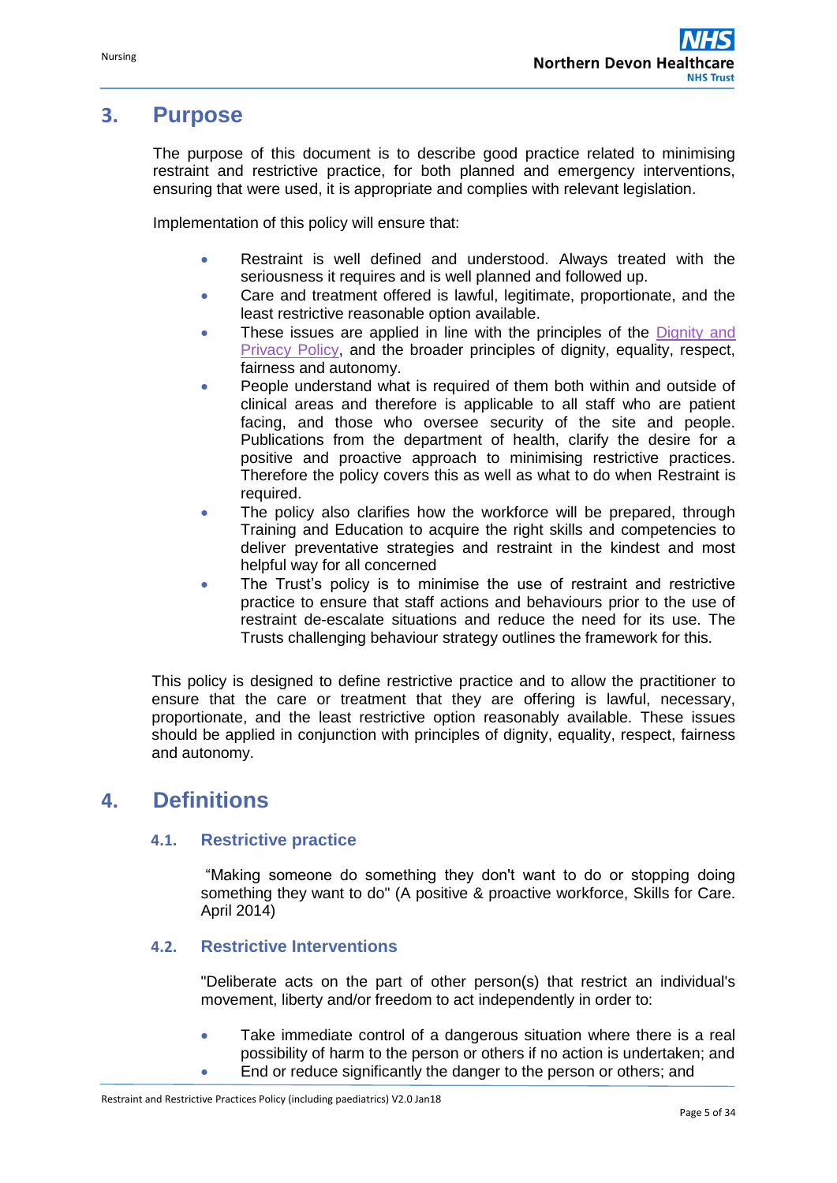## 3. Purpose

The purpose of this document is to describe good practice related to minimising restraint and restrictive practice, for both planned and emergency interventions, ensuring that were used, it is appropriate and complies with relevant legislation.

Implementation of this policy will ensure that:

- Restraint is well defined and understood. Always treated with the seriousness it requires and is well planned and followed up.
- Care and treatment offered is lawful, legitimate, proportionate, and the least restrictive reasonable option available.
- These issues are applied in line with the principles of the Dignity and Privacy Policy, and the broader principles of dignity, equality, respect, fairness and autonomy.
- People understand what is required of them both within and outside of clinical areas and therefore is applicable to all staff who are patient facing, and those who oversee security of the site and people. Publications from the department of health, clarify the desire for a positive and proactive approach to minimising restrictive practices. Therefore the policy covers this as well as what to do when Restraint is required.
- The policy also clarifies how the workforce will be prepared, through Training and Education to acquire the right skills and competencies to deliver preventative strategies and restraint in the kindest and most helpful way for all concerned
- The Trust's policy is to minimise the use of restraint and restrictive practice to ensure that staff actions and behaviours prior to the use of restraint de-escalate situations and reduce the need for its use. The Trusts challenging behaviour strategy outlines the framework for this.

This policy is designed to define restrictive practice and to allow the practitioner to ensure that the care or treatment that they are offering is lawful, necessary, proportionate, and the least restrictive option reasonably available. These issues should be applied in conjunction with principles of dignity, equality, respect, fairness and autonomy.

## 4. Definitions

### 4.1. Restrictive practice

"Making someone do something they don't want to do or stopping doing something they want to do" (A positive & proactive workforce, Skills for Care. April 2014)

### 4.2. Restrictive Interventions

"Deliberate acts on the part of other person(s) that restrict an individual's movement, liberty and/or freedom to act independently in order to:

- Take immediate control of a dangerous situation where there is a real possibility of harm to the person or others if no action is undertaken; and
- End or reduce significantly the danger to the person or others; and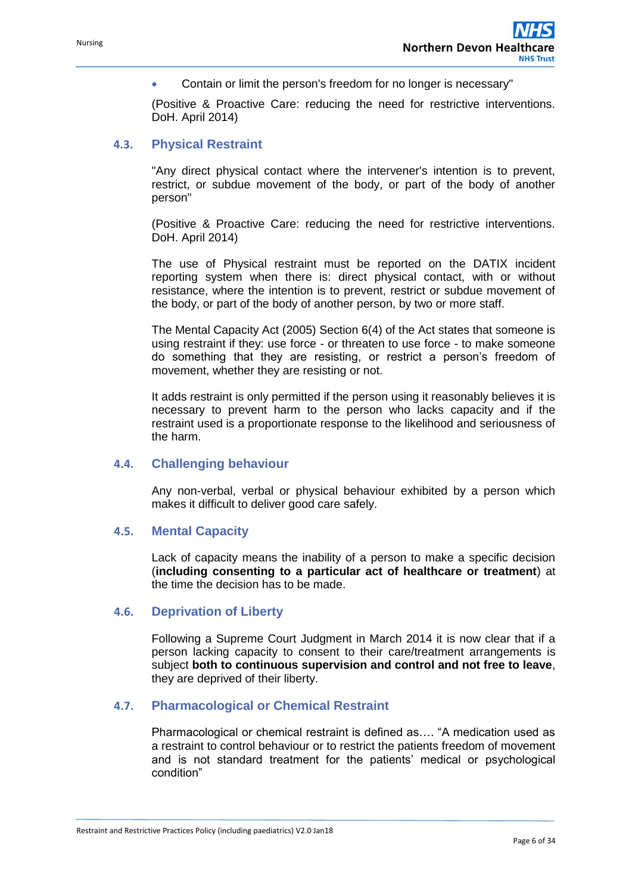- Contain or limit the person's freedom for no longer is necessary"

(Positive & Proactive Care: reducing the need for restrictive interventions. DoH. April 2014)

### 4.3. Physical Restraint

"Any direct physical contact where the intervener's intention is to prevent, restrict, or subdue movement of the body, or part of the body of another person"

(Positive & Proactive Care: reducing the need for restrictive interventions. DoH. April 2014)

The use of Physical restraint must be reported on the DATIX incident reporting system when there is: direct physical contact, with or without resistance, where the intention is to prevent, restrict or subdue movement of the body, or part of the body of another person, by two or more staff.

The Mental Capacity Act (2005) Section 6(4) of the Act states that someone is using restraint if they: use force - or threaten to use force - to make someone do something that they are resisting, or restrict a person's freedom of movement, whether they are resisting or not.

It adds restraint is only permitted if the person using it reasonably believes it is necessary to prevent harm to the person who lacks capacity and if the restraint used is a proportionate response to the likelihood and seriousness of the harm.

### 4.4. Challenging behaviour

Any non-verbal, verbal or physical behaviour exhibited by a person which makes it difficult to deliver good care safely.

### 4.5. Mental Capacity

Lack of capacity means the inability of a person to make a specific decision (**including consenting to a particular act of healthcare or treatment**) at the time the decision has to be made.

### 4.6. Deprivation of Liberty

Following a Supreme Court Judgment in March 2014 it is now clear that if a person lacking capacity to consent to their care/treatment arrangements is subject **both to continuous supervision and control and not free to leave**, they are deprived of their liberty.

### 4.7. Pharmacological or Chemical Restraint

Pharmacological or chemical restraint is defined as…. "A medication used as a restraint to control behaviour or to restrict the patients freedom of movement and is not standard treatment for the patients' medical or psychological condition"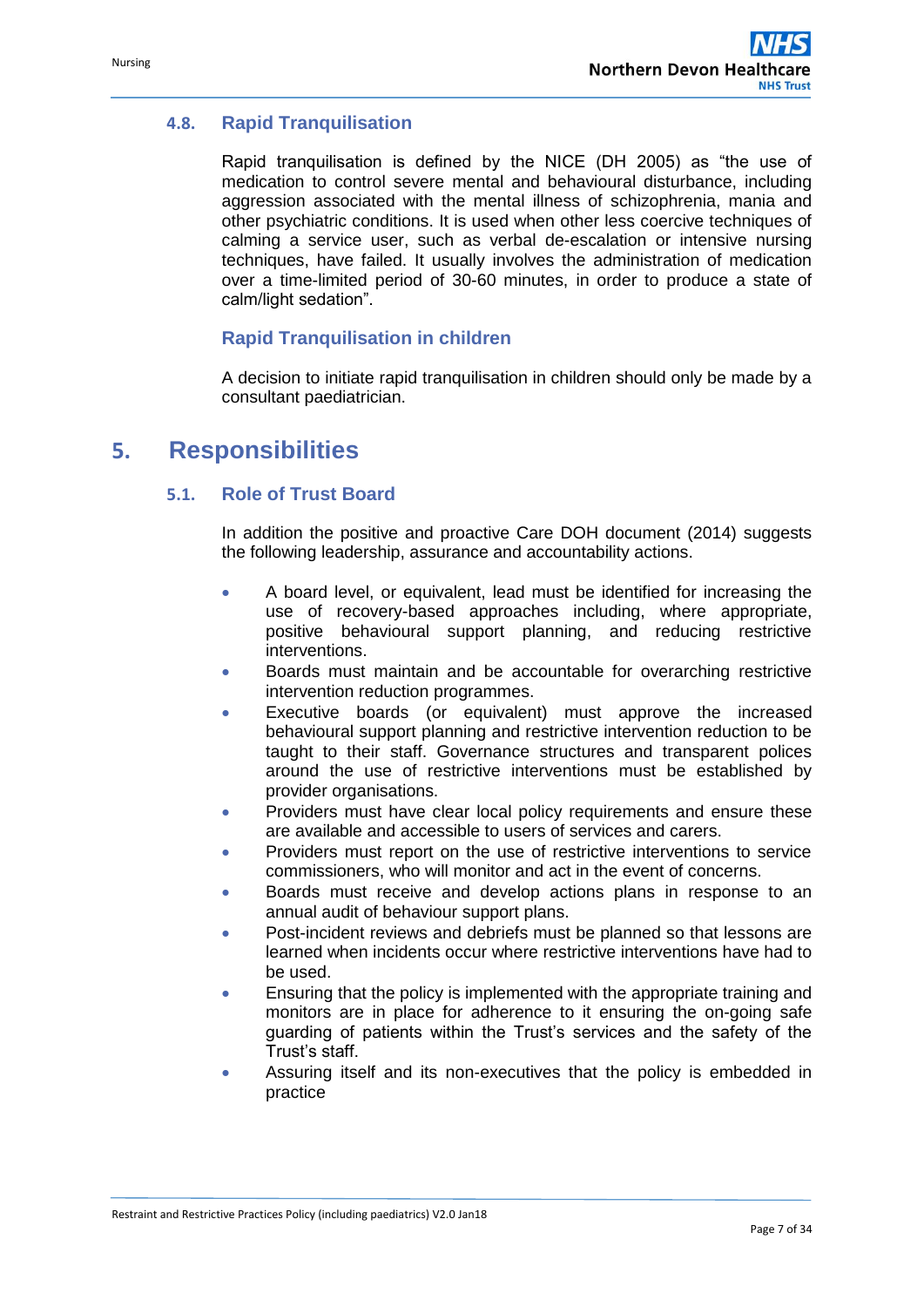### 4.8. Rapid Tranquilisation

Rapid tranquilisation is defined by the NICE (DH 2005) as "the use of medication to control severe mental and behavioural disturbance, including aggression associated with the mental illness of schizophrenia, mania and other psychiatric conditions. It is used when other less coercive techniques of calming a service user, such as verbal de-escalation or intensive nursing techniques, have failed. It usually involves the administration of medication over a time-limited period of 30-60 minutes, in order to produce a state of calm/light sedation".

#### Rapid Tranquilisation in children

A decision to initiate rapid tranquilisation in children should only be made by a consultant paediatrician.

## 5. Responsibilities

### 5.1. Role of Trust Board

In addition the positive and proactive Care DOH document (2014) suggests the following leadership, assurance and accountability actions.

- A board level, or equivalent, lead must be identified for increasing the use of recovery-based approaches including, where appropriate, positive behavioural support planning, and reducing restrictive interventions.
- Boards must maintain and be accountable for overarching restrictive intervention reduction programmes.
- Executive boards (or equivalent) must approve the increased behavioural support planning and restrictive intervention reduction to be taught to their staff. Governance structures and transparent polices around the use of restrictive interventions must be established by provider organisations.
- Providers must have clear local policy requirements and ensure these are available and accessible to users of services and carers.
- Providers must report on the use of restrictive interventions to service commissioners, who will monitor and act in the event of concerns.
- Boards must receive and develop actions plans in response to an annual audit of behaviour support plans.
- Post-incident reviews and debriefs must be planned so that lessons are learned when incidents occur where restrictive interventions have had to be used.
- Ensuring that the policy is implemented with the appropriate training and monitors are in place for adherence to it ensuring the on-going safe guarding of patients within the Trust's services and the safety of the Trust's staff.
- Assuring itself and its non-executives that the policy is embedded in practice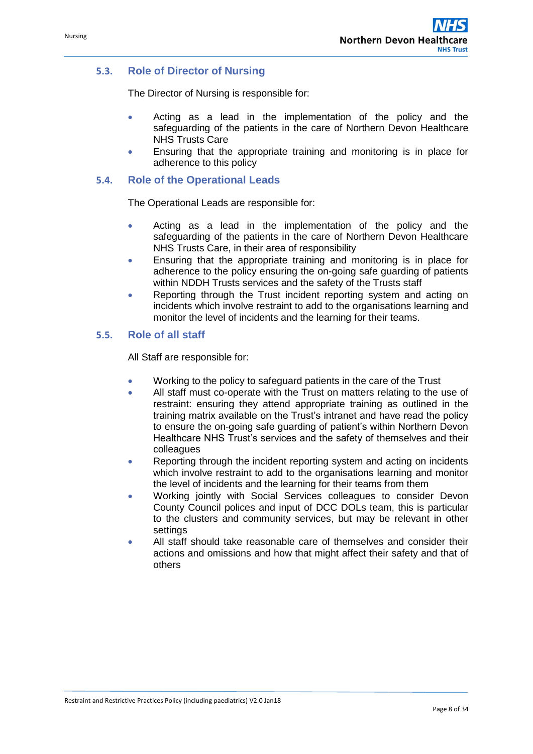### 5.3. Role of Director of Nursing

The Director of Nursing is responsible for:

- Acting as a lead in the implementation of the policy and the safeguarding of the patients in the care of Northern Devon Healthcare NHS Trusts Care
- Ensuring that the appropriate training and monitoring is in place for adherence to this policy

### 5.4. Role of the Operational Leads

The Operational Leads are responsible for:

- Acting as a lead in the implementation of the policy and the safeguarding of the patients in the care of Northern Devon Healthcare NHS Trusts Care, in their area of responsibility
- Ensuring that the appropriate training and monitoring is in place for adherence to the policy ensuring the on-going safe guarding of patients within NDDH Trusts services and the safety of the Trusts staff
- Reporting through the Trust incident reporting system and acting on incidents which involve restraint to add to the organisations learning and monitor the level of incidents and the learning for their teams.

### 5.5. Role of all staff

All Staff are responsible for:

- Working to the policy to safeguard patients in the care of the Trust
- All staff must co-operate with the Trust on matters relating to the use of restraint: ensuring they attend appropriate training as outlined in the training matrix available on the Trust's intranet and have read the policy to ensure the on-going safe guarding of patient's within Northern Devon Healthcare NHS Trust's services and the safety of themselves and their colleagues
- Reporting through the incident reporting system and acting on incidents which involve restraint to add to the organisations learning and monitor the level of incidents and the learning for their teams from them
- Working jointly with Social Services colleagues to consider Devon County Council polices and input of DCC DOLs team, this is particular to the clusters and community services, but may be relevant in other settings
- All staff should take reasonable care of themselves and consider their actions and omissions and how that might affect their safety and that of others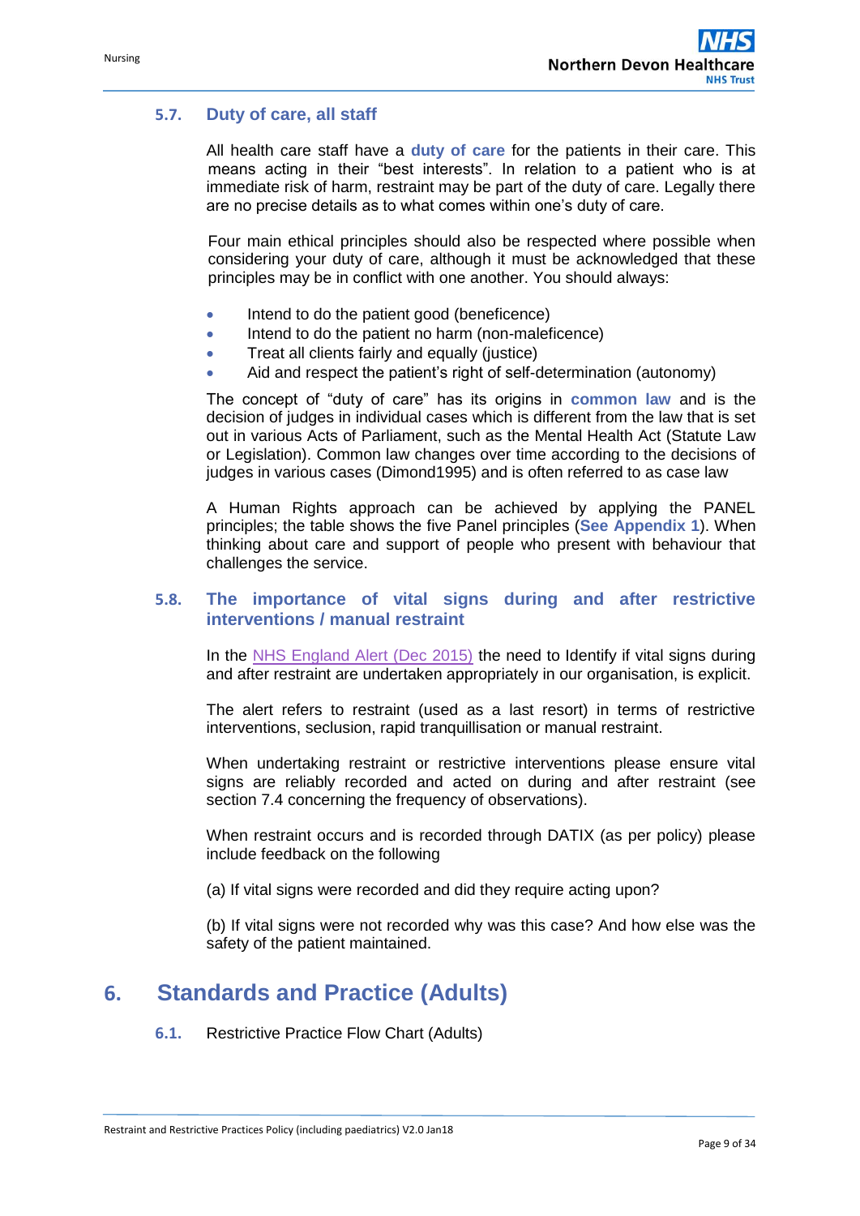### 5.7. Duty of care, all staff

All health care staff have a **duty of care** for the patients in their care. This means acting in their "best interests". In relation to a patient who is at immediate risk of harm, restraint may be part of the duty of care. Legally there are no precise details as to what comes within one's duty of care.

Four main ethical principles should also be respected where possible when considering your duty of care, although it must be acknowledged that these principles may be in conflict with one another. You should always:

- Intend to do the patient good (beneficence)
- Intend to do the patient no harm (non-maleficence)
- Treat all clients fairly and equally (justice)
- Aid and respect the patient's right of self-determination (autonomy)

The concept of "duty of care" has its origins in **common law** and is the decision of judges in individual cases which is different from the law that is set out in various Acts of Parliament, such as the Mental Health Act (Statute Law or Legislation). Common law changes over time according to the decisions of judges in various cases (Dimond1995) and is often referred to as case law

A Human Rights approach can be achieved by applying the PANEL principles; the table shows the five Panel principles (**See Appendix 1**). When thinking about care and support of people who present with behaviour that challenges the service.

### 5.8. The importance of vital signs during and after restrictive interventions / manual restraint

In the NHS England Alert (Dec 2015) the need to Identify if vital signs during and after restraint are undertaken appropriately in our organisation, is explicit.

The alert refers to restraint (used as a last resort) in terms of restrictive interventions, seclusion, rapid tranquillisation or manual restraint.

When undertaking restraint or restrictive interventions please ensure vital signs are reliably recorded and acted on during and after restraint (see section 7.4 concerning the frequency of observations).

When restraint occurs and is recorded through DATIX (as per policy) please include feedback on the following

(a) If vital signs were recorded and did they require acting upon?

(b) If vital signs were not recorded why was this case? And how else was the safety of the patient maintained.

## 6. Standards and Practice (Adults)

### 6.1. Restrictive Practice Flow Chart (Adults)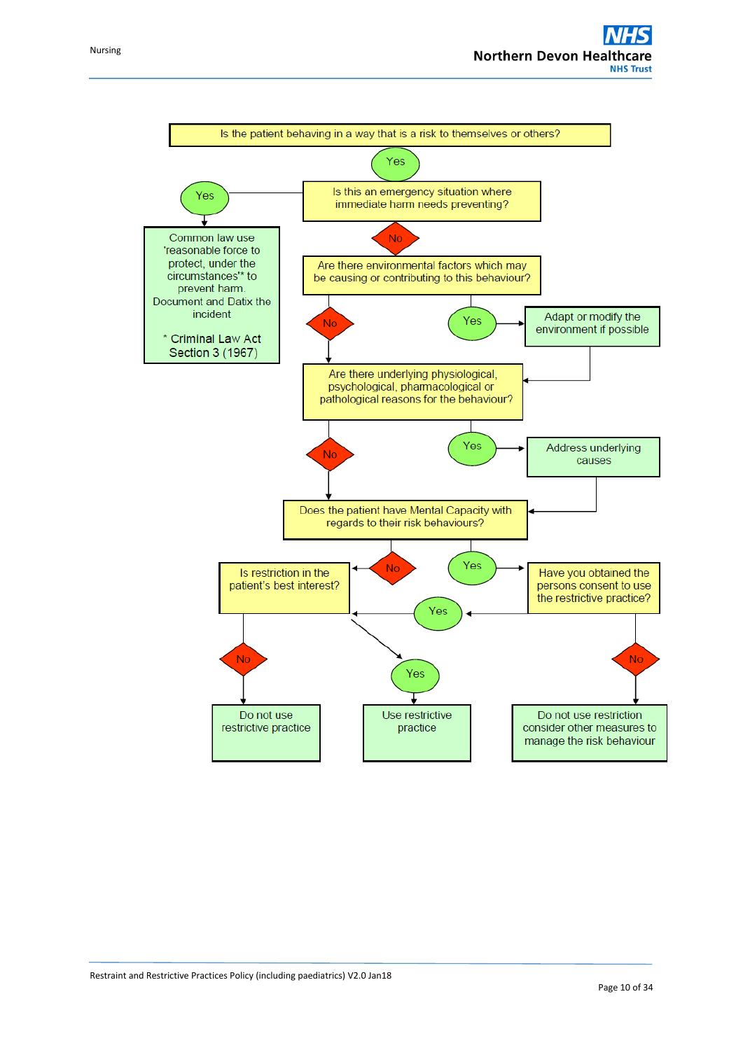Is the patient behaving in a way that is a risk to themselves or others?

- **Yes** → Is this an emergency situation where immediate harm needs preventing?
  - **Yes** → Common law use 'reasonable force to protect, under the circumstances'* to prevent harm. Document and Datix the incident

    \* Criminal Law Act Section 3 (1967)
  - **No** → Are there environmental factors which may be causing or contributing to this behaviour?
    - **Yes** → Adapt or modify the environment if possible → (continue to next question)
    - **No** → Are there underlying physiological, psychological, pharmacological or pathological reasons for the behaviour?
      - **Yes** → Address underlying causes → (continue to next question)
      - **No** → Does the patient have Mental Capacity with regards to their risk behaviours?
        - **No** → Is restriction in the patient's best interest?
          - **No** → Do not use restrictive practice
          - **Yes** → Use restrictive practice
        - **Yes** → Have you obtained the persons consent to use the restrictive practice?
          - **Yes** → Use restrictive practice
          - **No** → Do not use restriction consider other measures to manage the risk behaviour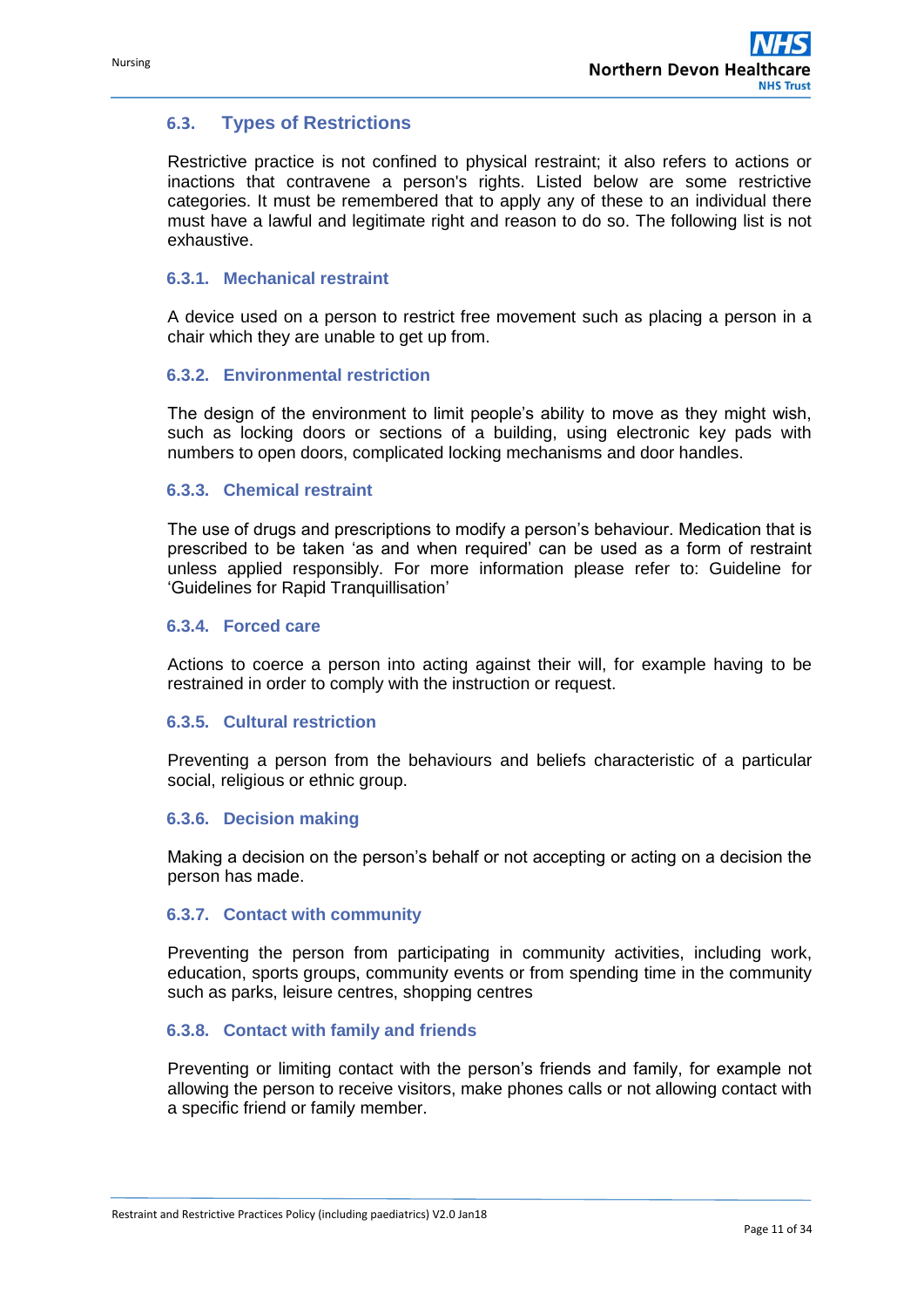## 6.3. Types of Restrictions

Restrictive practice is not confined to physical restraint; it also refers to actions or inactions that contravene a person's rights. Listed below are some restrictive categories. It must be remembered that to apply any of these to an individual there must have a lawful and legitimate right and reason to do so. The following list is not exhaustive.

### 6.3.1. Mechanical restraint

A device used on a person to restrict free movement such as placing a person in a chair which they are unable to get up from.

### 6.3.2. Environmental restriction

The design of the environment to limit people's ability to move as they might wish, such as locking doors or sections of a building, using electronic key pads with numbers to open doors, complicated locking mechanisms and door handles.

### 6.3.3. Chemical restraint

The use of drugs and prescriptions to modify a person's behaviour. Medication that is prescribed to be taken 'as and when required' can be used as a form of restraint unless applied responsibly. For more information please refer to: Guideline for 'Guidelines for Rapid Tranquillisation'

### 6.3.4. Forced care

Actions to coerce a person into acting against their will, for example having to be restrained in order to comply with the instruction or request.

### 6.3.5. Cultural restriction

Preventing a person from the behaviours and beliefs characteristic of a particular social, religious or ethnic group.

### 6.3.6. Decision making

Making a decision on the person's behalf or not accepting or acting on a decision the person has made.

### 6.3.7. Contact with community

Preventing the person from participating in community activities, including work, education, sports groups, community events or from spending time in the community such as parks, leisure centres, shopping centres

### 6.3.8. Contact with family and friends

Preventing or limiting contact with the person's friends and family, for example not allowing the person to receive visitors, make phones calls or not allowing contact with a specific friend or family member.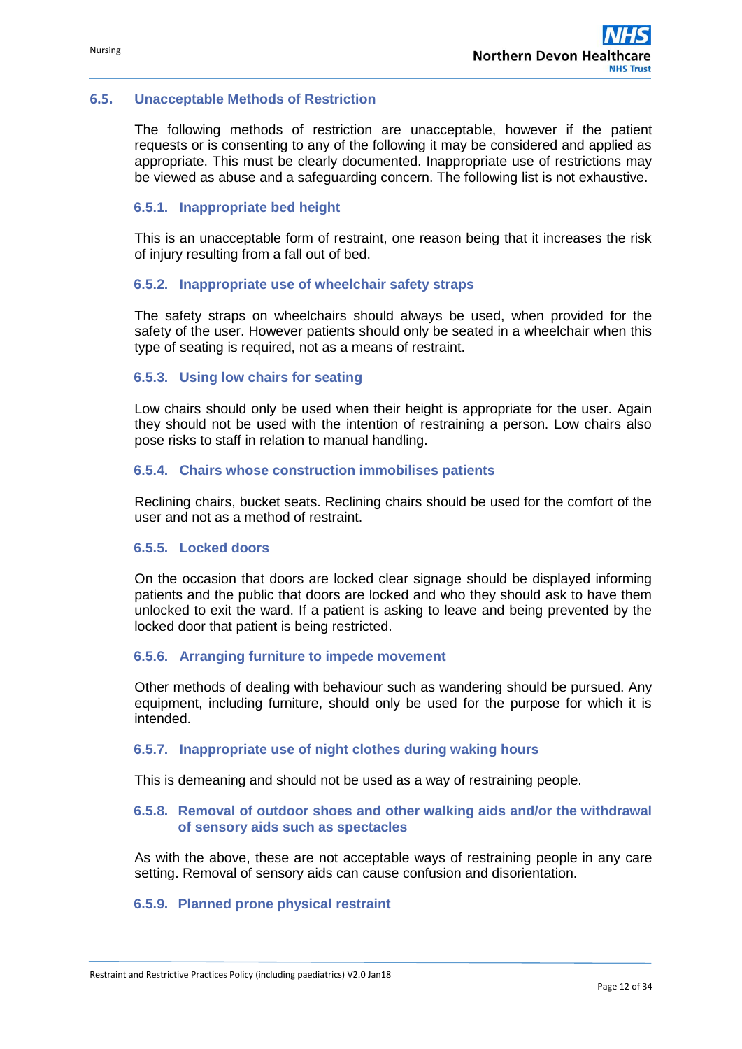## 6.5. Unacceptable Methods of Restriction

The following methods of restriction are unacceptable, however if the patient requests or is consenting to any of the following it may be considered and applied as appropriate. This must be clearly documented. Inappropriate use of restrictions may be viewed as abuse and a safeguarding concern. The following list is not exhaustive.

### 6.5.1. Inappropriate bed height

This is an unacceptable form of restraint, one reason being that it increases the risk of injury resulting from a fall out of bed.

### 6.5.2. Inappropriate use of wheelchair safety straps

The safety straps on wheelchairs should always be used, when provided for the safety of the user. However patients should only be seated in a wheelchair when this type of seating is required, not as a means of restraint.

### 6.5.3. Using low chairs for seating

Low chairs should only be used when their height is appropriate for the user. Again they should not be used with the intention of restraining a person. Low chairs also pose risks to staff in relation to manual handling.

### 6.5.4. Chairs whose construction immobilises patients

Reclining chairs, bucket seats. Reclining chairs should be used for the comfort of the user and not as a method of restraint.

### 6.5.5. Locked doors

On the occasion that doors are locked clear signage should be displayed informing patients and the public that doors are locked and who they should ask to have them unlocked to exit the ward. If a patient is asking to leave and being prevented by the locked door that patient is being restricted.

### 6.5.6. Arranging furniture to impede movement

Other methods of dealing with behaviour such as wandering should be pursued. Any equipment, including furniture, should only be used for the purpose for which it is intended.

### 6.5.7. Inappropriate use of night clothes during waking hours

This is demeaning and should not be used as a way of restraining people.

### 6.5.8. Removal of outdoor shoes and other walking aids and/or the withdrawal of sensory aids such as spectacles

As with the above, these are not acceptable ways of restraining people in any care setting. Removal of sensory aids can cause confusion and disorientation.

### 6.5.9. Planned prone physical restraint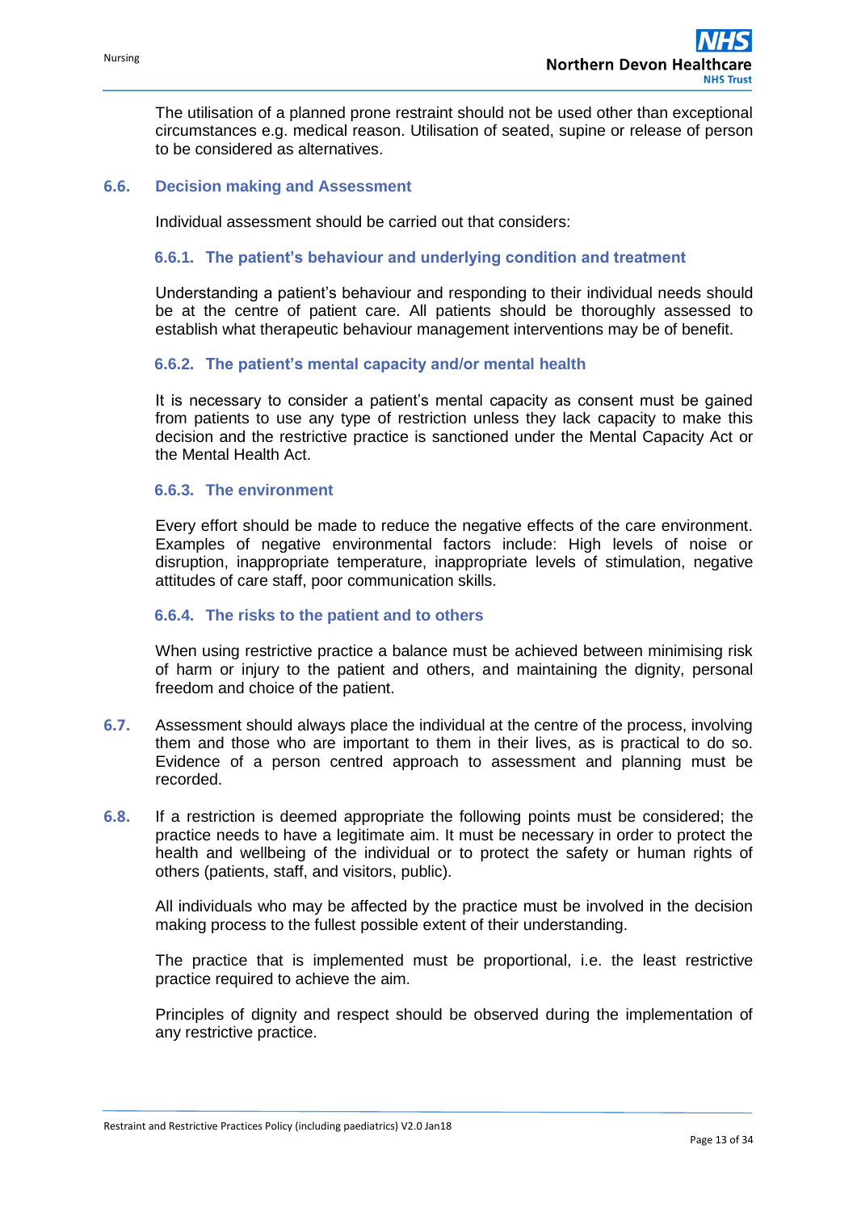The utilisation of a planned prone restraint should not be used other than exceptional circumstances e.g. medical reason. Utilisation of seated, supine or release of person to be considered as alternatives.

## 6.6. Decision making and Assessment

Individual assessment should be carried out that considers:

### 6.6.1. The patient's behaviour and underlying condition and treatment

Understanding a patient's behaviour and responding to their individual needs should be at the centre of patient care. All patients should be thoroughly assessed to establish what therapeutic behaviour management interventions may be of benefit.

### 6.6.2. The patient's mental capacity and/or mental health

It is necessary to consider a patient's mental capacity as consent must be gained from patients to use any type of restriction unless they lack capacity to make this decision and the restrictive practice is sanctioned under the Mental Capacity Act or the Mental Health Act.

### 6.6.3. The environment

Every effort should be made to reduce the negative effects of the care environment. Examples of negative environmental factors include: High levels of noise or disruption, inappropriate temperature, inappropriate levels of stimulation, negative attitudes of care staff, poor communication skills.

### 6.6.4. The risks to the patient and to others

When using restrictive practice a balance must be achieved between minimising risk of harm or injury to the patient and others, and maintaining the dignity, personal freedom and choice of the patient.

**6.7.** Assessment should always place the individual at the centre of the process, involving them and those who are important to them in their lives, as is practical to do so. Evidence of a person centred approach to assessment and planning must be recorded.

**6.8.** If a restriction is deemed appropriate the following points must be considered; the practice needs to have a legitimate aim. It must be necessary in order to protect the health and wellbeing of the individual or to protect the safety or human rights of others (patients, staff, and visitors, public).

All individuals who may be affected by the practice must be involved in the decision making process to the fullest possible extent of their understanding.

The practice that is implemented must be proportional, i.e. the least restrictive practice required to achieve the aim.

Principles of dignity and respect should be observed during the implementation of any restrictive practice.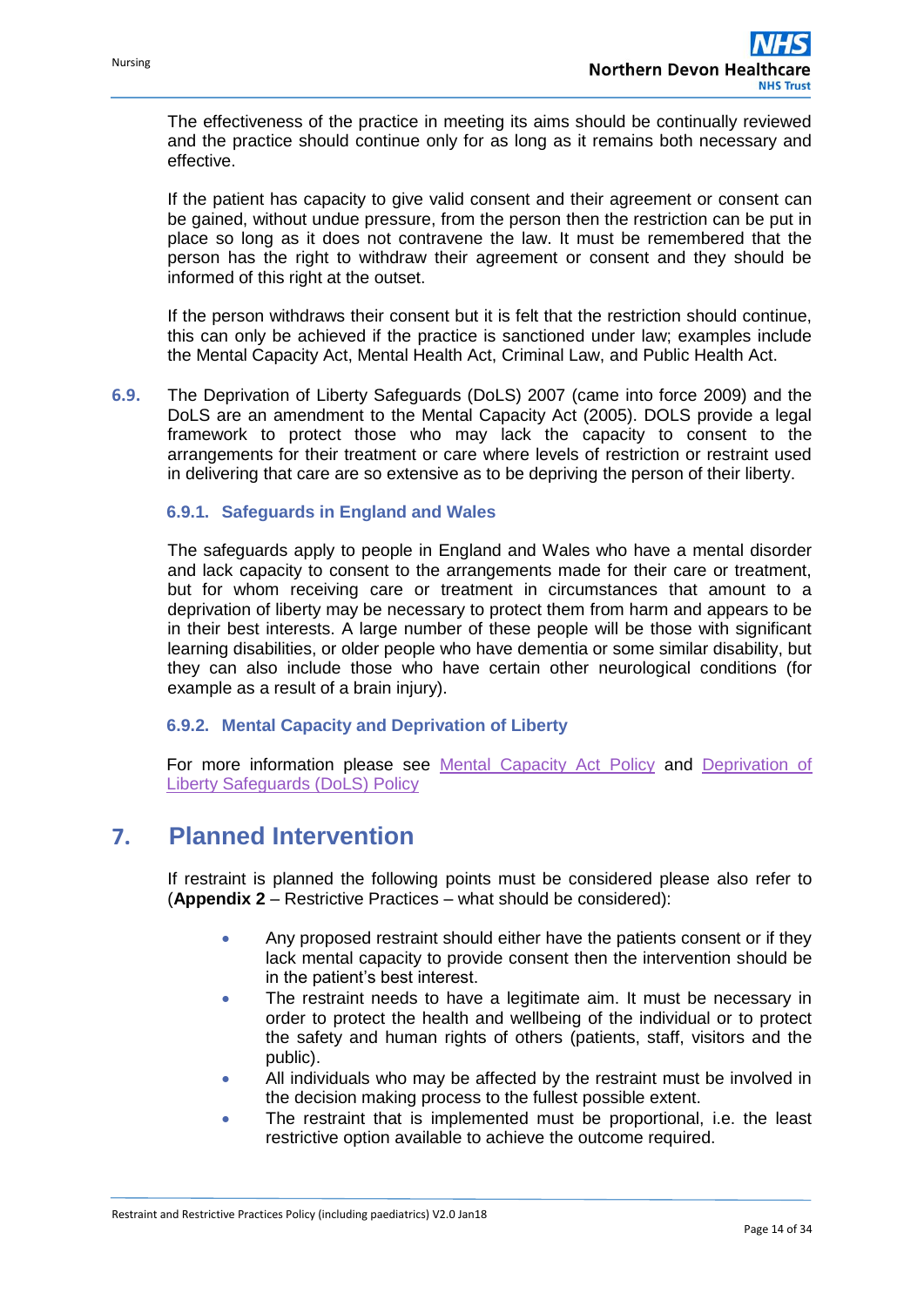The effectiveness of the practice in meeting its aims should be continually reviewed and the practice should continue only for as long as it remains both necessary and effective.

If the patient has capacity to give valid consent and their agreement or consent can be gained, without undue pressure, from the person then the restriction can be put in place so long as it does not contravene the law. It must be remembered that the person has the right to withdraw their agreement or consent and they should be informed of this right at the outset.

If the person withdraws their consent but it is felt that the restriction should continue, this can only be achieved if the practice is sanctioned under law; examples include the Mental Capacity Act, Mental Health Act, Criminal Law, and Public Health Act.

**6.9.** The Deprivation of Liberty Safeguards (DoLS) 2007 (came into force 2009) and the DoLS are an amendment to the Mental Capacity Act (2005). DOLS provide a legal framework to protect those who may lack the capacity to consent to the arrangements for their treatment or care where levels of restriction or restraint used in delivering that care are so extensive as to be depriving the person of their liberty.

### 6.9.1. Safeguards in England and Wales

The safeguards apply to people in England and Wales who have a mental disorder and lack capacity to consent to the arrangements made for their care or treatment, but for whom receiving care or treatment in circumstances that amount to a deprivation of liberty may be necessary to protect them from harm and appears to be in their best interests. A large number of these people will be those with significant learning disabilities, or older people who have dementia or some similar disability, but they can also include those who have certain other neurological conditions (for example as a result of a brain injury).

### 6.9.2. Mental Capacity and Deprivation of Liberty

For more information please see Mental Capacity Act Policy and Deprivation of Liberty Safeguards (DoLS) Policy

## 7. Planned Intervention

If restraint is planned the following points must be considered please also refer to (**Appendix 2** – Restrictive Practices – what should be considered):

- Any proposed restraint should either have the patients consent or if they lack mental capacity to provide consent then the intervention should be in the patient's best interest.
- The restraint needs to have a legitimate aim. It must be necessary in order to protect the health and wellbeing of the individual or to protect the safety and human rights of others (patients, staff, visitors and the public).
- All individuals who may be affected by the restraint must be involved in the decision making process to the fullest possible extent.
- The restraint that is implemented must be proportional, i.e. the least restrictive option available to achieve the outcome required.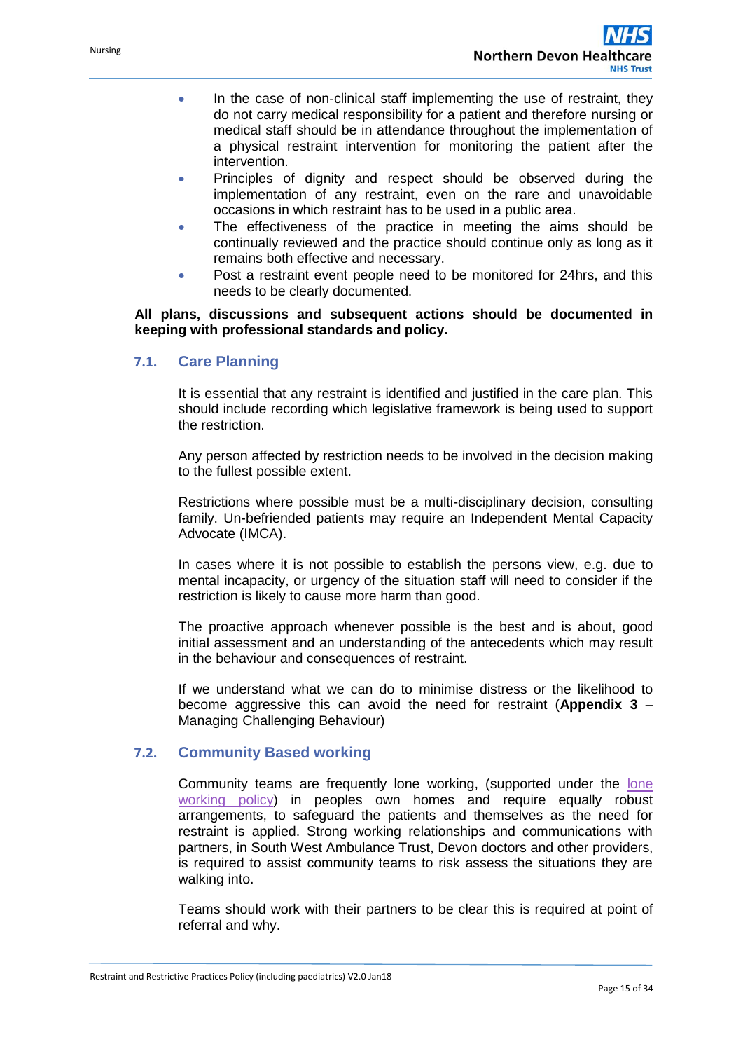- In the case of non-clinical staff implementing the use of restraint, they do not carry medical responsibility for a patient and therefore nursing or medical staff should be in attendance throughout the implementation of a physical restraint intervention for monitoring the patient after the intervention.
- Principles of dignity and respect should be observed during the implementation of any restraint, even on the rare and unavoidable occasions in which restraint has to be used in a public area.
- The effectiveness of the practice in meeting the aims should be continually reviewed and the practice should continue only as long as it remains both effective and necessary.
- Post a restraint event people need to be monitored for 24hrs, and this needs to be clearly documented.

**All plans, discussions and subsequent actions should be documented in keeping with professional standards and policy.**

## 7.1. Care Planning

It is essential that any restraint is identified and justified in the care plan. This should include recording which legislative framework is being used to support the restriction.

Any person affected by restriction needs to be involved in the decision making to the fullest possible extent.

Restrictions where possible must be a multi-disciplinary decision, consulting family. Un-befriended patients may require an Independent Mental Capacity Advocate (IMCA).

In cases where it is not possible to establish the persons view, e.g. due to mental incapacity, or urgency of the situation staff will need to consider if the restriction is likely to cause more harm than good.

The proactive approach whenever possible is the best and is about, good initial assessment and an understanding of the antecedents which may result in the behaviour and consequences of restraint.

If we understand what we can do to minimise distress or the likelihood to become aggressive this can avoid the need for restraint (**Appendix 3** – Managing Challenging Behaviour)

## 7.2. Community Based working

Community teams are frequently lone working, (supported under the lone working policy) in peoples own homes and require equally robust arrangements, to safeguard the patients and themselves as the need for restraint is applied. Strong working relationships and communications with partners, in South West Ambulance Trust, Devon doctors and other providers, is required to assist community teams to risk assess the situations they are walking into.

Teams should work with their partners to be clear this is required at point of referral and why.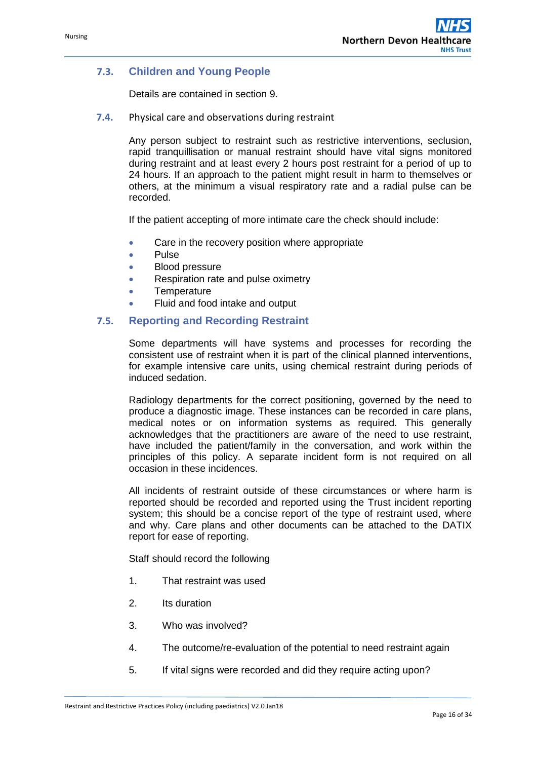### 7.3. Children and Young People

Details are contained in section 9.

### 7.4. Physical care and observations during restraint

Any person subject to restraint such as restrictive interventions, seclusion, rapid tranquillisation or manual restraint should have vital signs monitored during restraint and at least every 2 hours post restraint for a period of up to 24 hours. If an approach to the patient might result in harm to themselves or others, at the minimum a visual respiratory rate and a radial pulse can be recorded.

If the patient accepting of more intimate care the check should include:

- Care in the recovery position where appropriate
- Pulse
- Blood pressure
- Respiration rate and pulse oximetry
- Temperature
- Fluid and food intake and output

### 7.5. Reporting and Recording Restraint

Some departments will have systems and processes for recording the consistent use of restraint when it is part of the clinical planned interventions, for example intensive care units, using chemical restraint during periods of induced sedation.

Radiology departments for the correct positioning, governed by the need to produce a diagnostic image. These instances can be recorded in care plans, medical notes or on information systems as required. This generally acknowledges that the practitioners are aware of the need to use restraint, have included the patient/family in the conversation, and work within the principles of this policy. A separate incident form is not required on all occasion in these incidences.

All incidents of restraint outside of these circumstances or where harm is reported should be recorded and reported using the Trust incident reporting system; this should be a concise report of the type of restraint used, where and why. Care plans and other documents can be attached to the DATIX report for ease of reporting.

Staff should record the following

1. That restraint was used
2. Its duration
3. Who was involved?
4. The outcome/re-evaluation of the potential to need restraint again
5. If vital signs were recorded and did they require acting upon?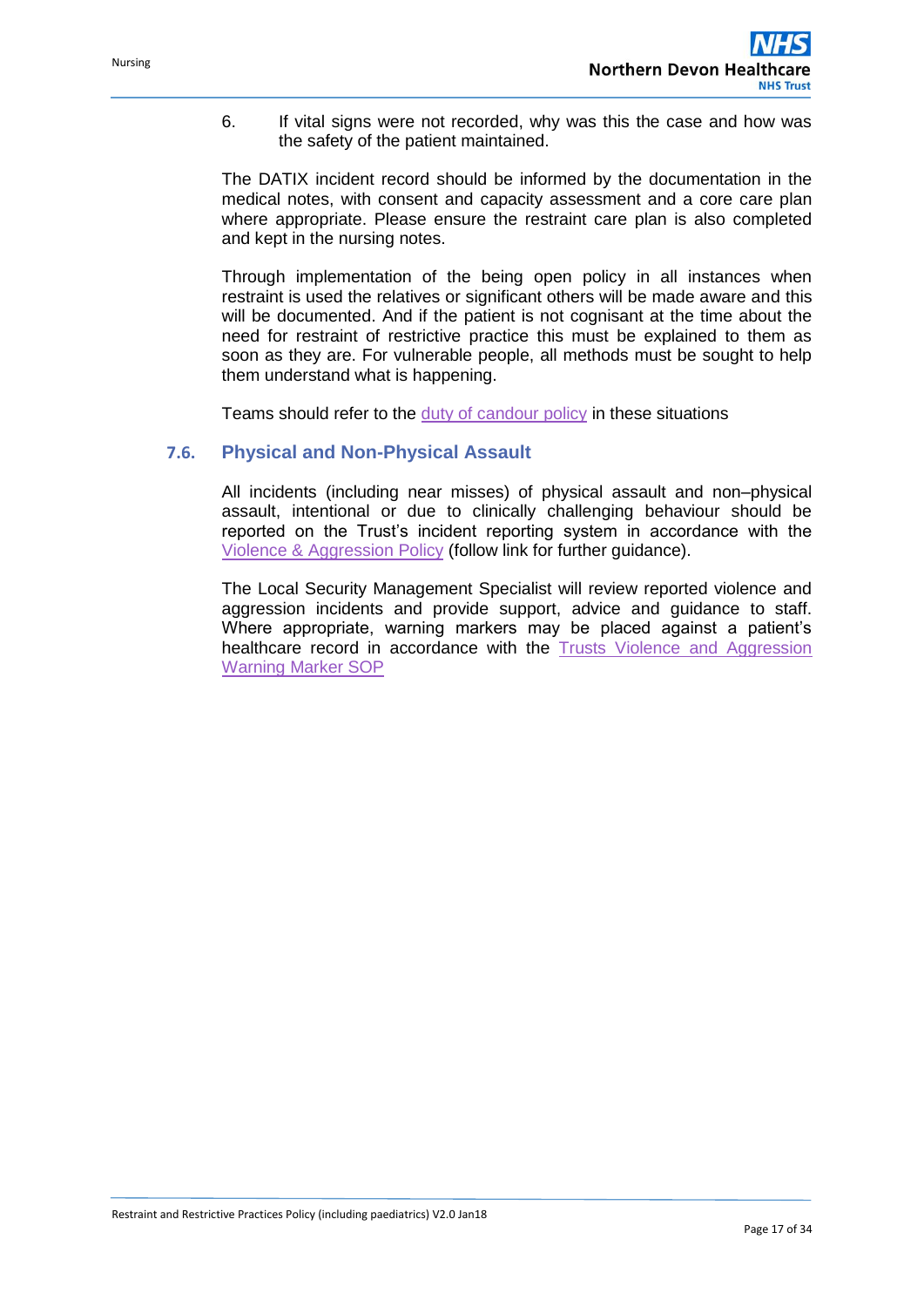6. If vital signs were not recorded, why was this the case and how was the safety of the patient maintained.

The DATIX incident record should be informed by the documentation in the medical notes, with consent and capacity assessment and a core care plan where appropriate. Please ensure the restraint care plan is also completed and kept in the nursing notes.

Through implementation of the being open policy in all instances when restraint is used the relatives or significant others will be made aware and this will be documented. And if the patient is not cognisant at the time about the need for restraint of restrictive practice this must be explained to them as soon as they are. For vulnerable people, all methods must be sought to help them understand what is happening.

Teams should refer to the duty of candour policy in these situations

### 7.6. Physical and Non-Physical Assault

All incidents (including near misses) of physical assault and non–physical assault, intentional or due to clinically challenging behaviour should be reported on the Trust's incident reporting system in accordance with the Violence & Aggression Policy (follow link for further guidance).

The Local Security Management Specialist will review reported violence and aggression incidents and provide support, advice and guidance to staff. Where appropriate, warning markers may be placed against a patient's healthcare record in accordance with the Trusts Violence and Aggression Warning Marker SOP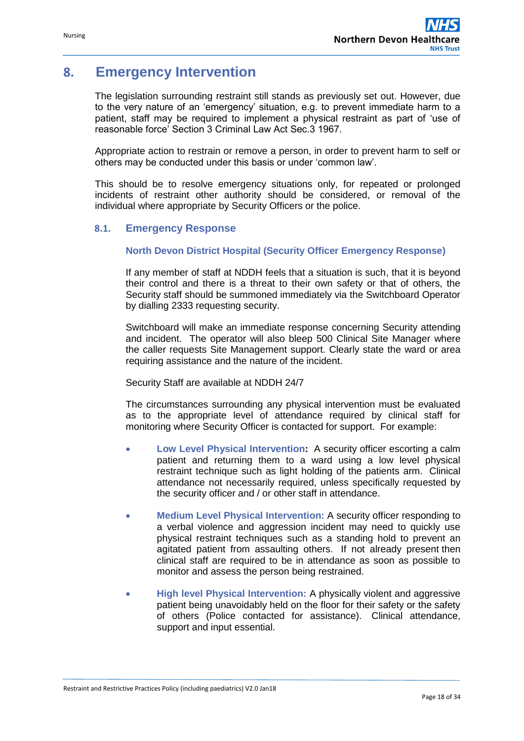# 8. Emergency Intervention

The legislation surrounding restraint still stands as previously set out. However, due to the very nature of an 'emergency' situation, e.g. to prevent immediate harm to a patient, staff may be required to implement a physical restraint as part of 'use of reasonable force' Section 3 Criminal Law Act Sec.3 1967.

Appropriate action to restrain or remove a person, in order to prevent harm to self or others may be conducted under this basis or under 'common law'.

This should be to resolve emergency situations only, for repeated or prolonged incidents of restraint other authority should be considered, or removal of the individual where appropriate by Security Officers or the police.

## 8.1. Emergency Response

### North Devon District Hospital (Security Officer Emergency Response)

If any member of staff at NDDH feels that a situation is such, that it is beyond their control and there is a threat to their own safety or that of others, the Security staff should be summoned immediately via the Switchboard Operator by dialling 2333 requesting security.

Switchboard will make an immediate response concerning Security attending and incident. The operator will also bleep 500 Clinical Site Manager where the caller requests Site Management support. Clearly state the ward or area requiring assistance and the nature of the incident.

Security Staff are available at NDDH 24/7

The circumstances surrounding any physical intervention must be evaluated as to the appropriate level of attendance required by clinical staff for monitoring where Security Officer is contacted for support. For example:

- **Low Level Physical Intervention:** A security officer escorting a calm patient and returning them to a ward using a low level physical restraint technique such as light holding of the patients arm. Clinical attendance not necessarily required, unless specifically requested by the security officer and / or other staff in attendance.

- **Medium Level Physical Intervention:** A security officer responding to a verbal violence and aggression incident may need to quickly use physical restraint techniques such as a standing hold to prevent an agitated patient from assaulting others. If not already present then clinical staff are required to be in attendance as soon as possible to monitor and assess the person being restrained.

- **High level Physical Intervention:** A physically violent and aggressive patient being unavoidably held on the floor for their safety or the safety of others (Police contacted for assistance). Clinical attendance, support and input essential.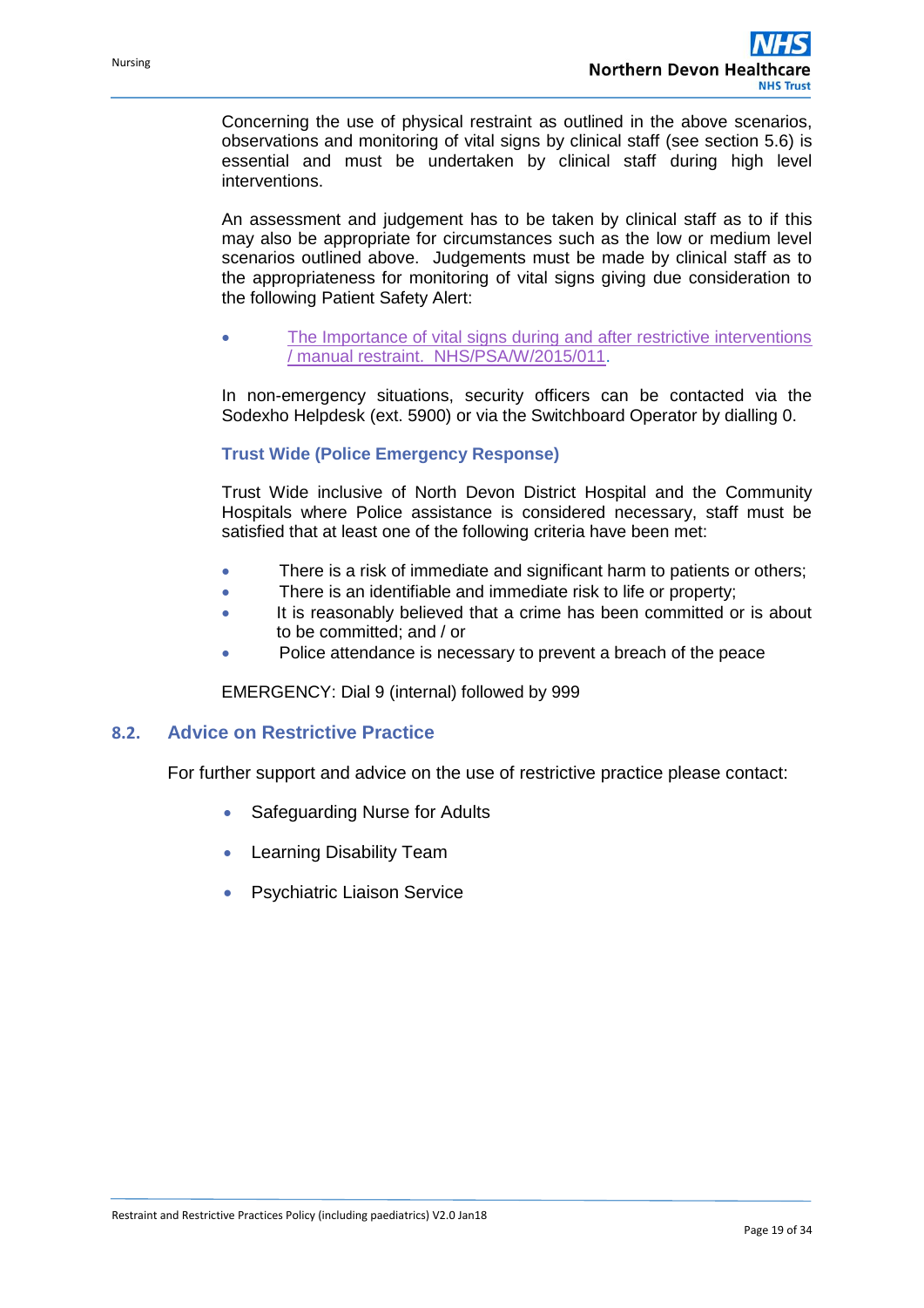Concerning the use of physical restraint as outlined in the above scenarios, observations and monitoring of vital signs by clinical staff (see section 5.6) is essential and must be undertaken by clinical staff during high level interventions.

An assessment and judgement has to be taken by clinical staff as to if this may also be appropriate for circumstances such as the low or medium level scenarios outlined above. Judgements must be made by clinical staff as to the appropriateness for monitoring of vital signs giving due consideration to the following Patient Safety Alert:

- The Importance of vital signs during and after restrictive interventions / manual restraint. NHS/PSA/W/2015/011.

In non-emergency situations, security officers can be contacted via the Sodexho Helpdesk (ext. 5900) or via the Switchboard Operator by dialling 0.

**Trust Wide (Police Emergency Response)**

Trust Wide inclusive of North Devon District Hospital and the Community Hospitals where Police assistance is considered necessary, staff must be satisfied that at least one of the following criteria have been met:

- There is a risk of immediate and significant harm to patients or others;
- There is an identifiable and immediate risk to life or property;
- It is reasonably believed that a crime has been committed or is about to be committed; and / or
- Police attendance is necessary to prevent a breach of the peace

EMERGENCY: Dial 9 (internal) followed by 999

## 8.2. Advice on Restrictive Practice

For further support and advice on the use of restrictive practice please contact:

- Safeguarding Nurse for Adults
- Learning Disability Team
- Psychiatric Liaison Service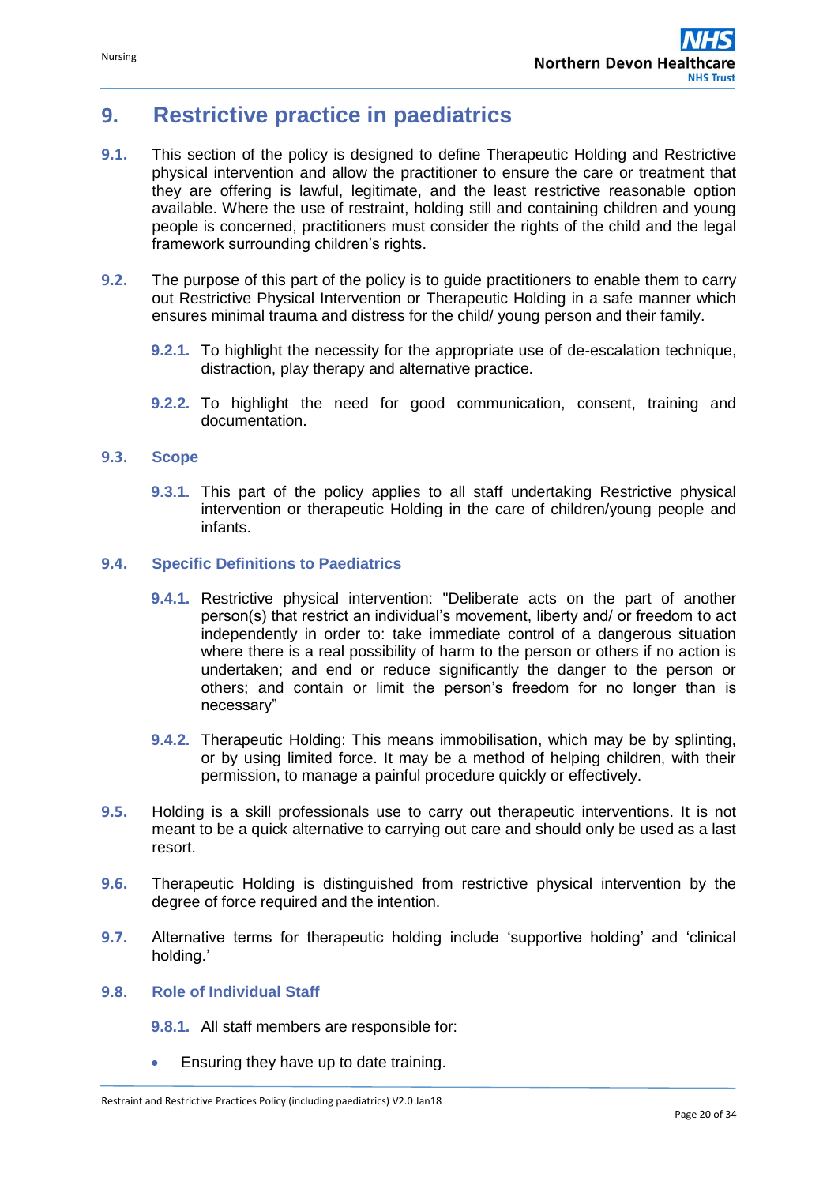## 9. Restrictive practice in paediatrics

**9.1.** This section of the policy is designed to define Therapeutic Holding and Restrictive physical intervention and allow the practitioner to ensure the care or treatment that they are offering is lawful, legitimate, and the least restrictive reasonable option available. Where the use of restraint, holding still and containing children and young people is concerned, practitioners must consider the rights of the child and the legal framework surrounding children's rights.

**9.2.** The purpose of this part of the policy is to guide practitioners to enable them to carry out Restrictive Physical Intervention or Therapeutic Holding in a safe manner which ensures minimal trauma and distress for the child/ young person and their family.

**9.2.1.** To highlight the necessity for the appropriate use of de-escalation technique, distraction, play therapy and alternative practice.

**9.2.2.** To highlight the need for good communication, consent, training and documentation.

### 9.3. Scope

**9.3.1.** This part of the policy applies to all staff undertaking Restrictive physical intervention or therapeutic Holding in the care of children/young people and infants.

### 9.4. Specific Definitions to Paediatrics

**9.4.1.** Restrictive physical intervention: "Deliberate acts on the part of another person(s) that restrict an individual's movement, liberty and/ or freedom to act independently in order to: take immediate control of a dangerous situation where there is a real possibility of harm to the person or others if no action is undertaken; and end or reduce significantly the danger to the person or others; and contain or limit the person's freedom for no longer than is necessary"

**9.4.2.** Therapeutic Holding: This means immobilisation, which may be by splinting, or by using limited force. It may be a method of helping children, with their permission, to manage a painful procedure quickly or effectively.

**9.5.** Holding is a skill professionals use to carry out therapeutic interventions. It is not meant to be a quick alternative to carrying out care and should only be used as a last resort.

**9.6.** Therapeutic Holding is distinguished from restrictive physical intervention by the degree of force required and the intention.

**9.7.** Alternative terms for therapeutic holding include 'supportive holding' and 'clinical holding.'

### 9.8. Role of Individual Staff

**9.8.1.** All staff members are responsible for:

- Ensuring they have up to date training.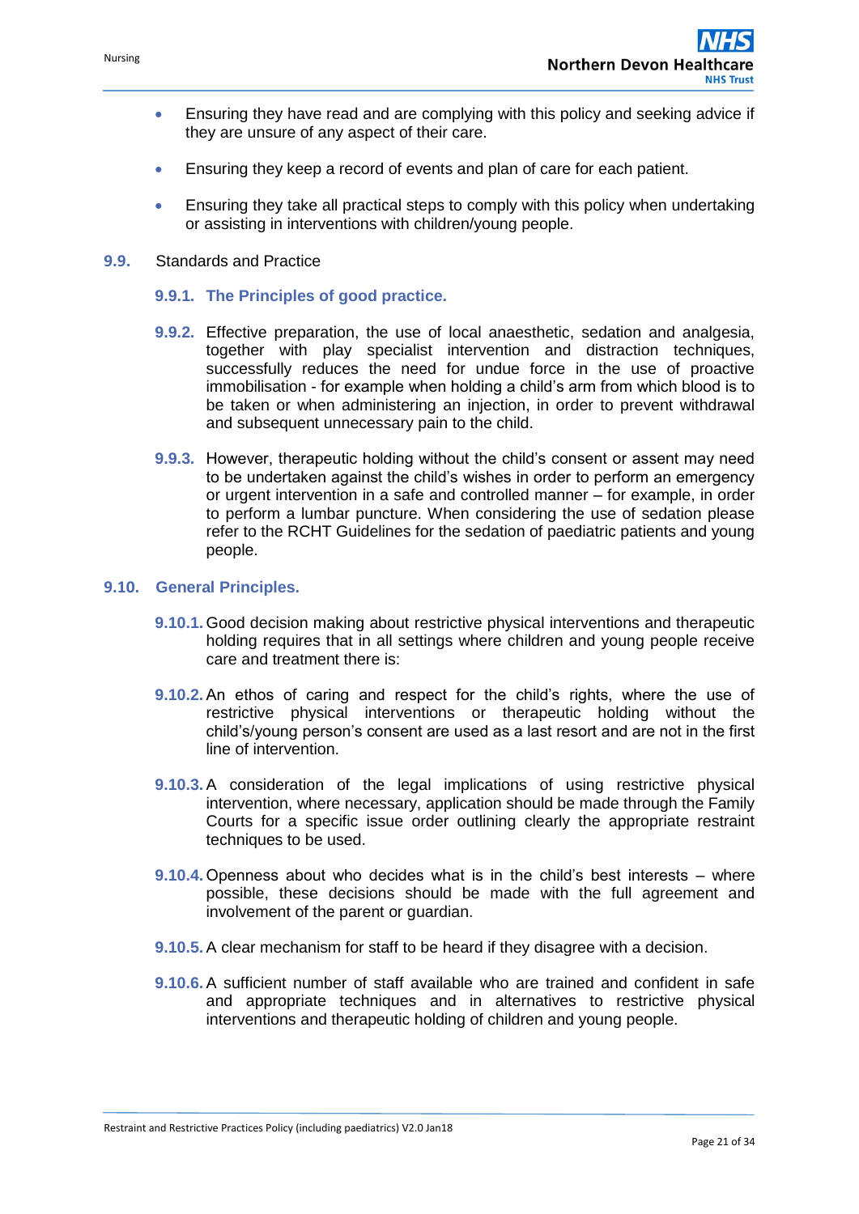- Ensuring they have read and are complying with this policy and seeking advice if they are unsure of any aspect of their care.
- Ensuring they keep a record of events and plan of care for each patient.
- Ensuring they take all practical steps to comply with this policy when undertaking or assisting in interventions with children/young people.

**9.9.** Standards and Practice

**9.9.1. The Principles of good practice.**

**9.9.2.** Effective preparation, the use of local anaesthetic, sedation and analgesia, together with play specialist intervention and distraction techniques, successfully reduces the need for undue force in the use of proactive immobilisation - for example when holding a child's arm from which blood is to be taken or when administering an injection, in order to prevent withdrawal and subsequent unnecessary pain to the child.

**9.9.3.** However, therapeutic holding without the child's consent or assent may need to be undertaken against the child's wishes in order to perform an emergency or urgent intervention in a safe and controlled manner – for example, in order to perform a lumbar puncture. When considering the use of sedation please refer to the RCHT Guidelines for the sedation of paediatric patients and young people.

## 9.10. General Principles.

**9.10.1.** Good decision making about restrictive physical interventions and therapeutic holding requires that in all settings where children and young people receive care and treatment there is:

**9.10.2.** An ethos of caring and respect for the child's rights, where the use of restrictive physical interventions or therapeutic holding without the child's/young person's consent are used as a last resort and are not in the first line of intervention.

**9.10.3.** A consideration of the legal implications of using restrictive physical intervention, where necessary, application should be made through the Family Courts for a specific issue order outlining clearly the appropriate restraint techniques to be used.

**9.10.4.** Openness about who decides what is in the child's best interests – where possible, these decisions should be made with the full agreement and involvement of the parent or guardian.

**9.10.5.** A clear mechanism for staff to be heard if they disagree with a decision.

**9.10.6.** A sufficient number of staff available who are trained and confident in safe and appropriate techniques and in alternatives to restrictive physical interventions and therapeutic holding of children and young people.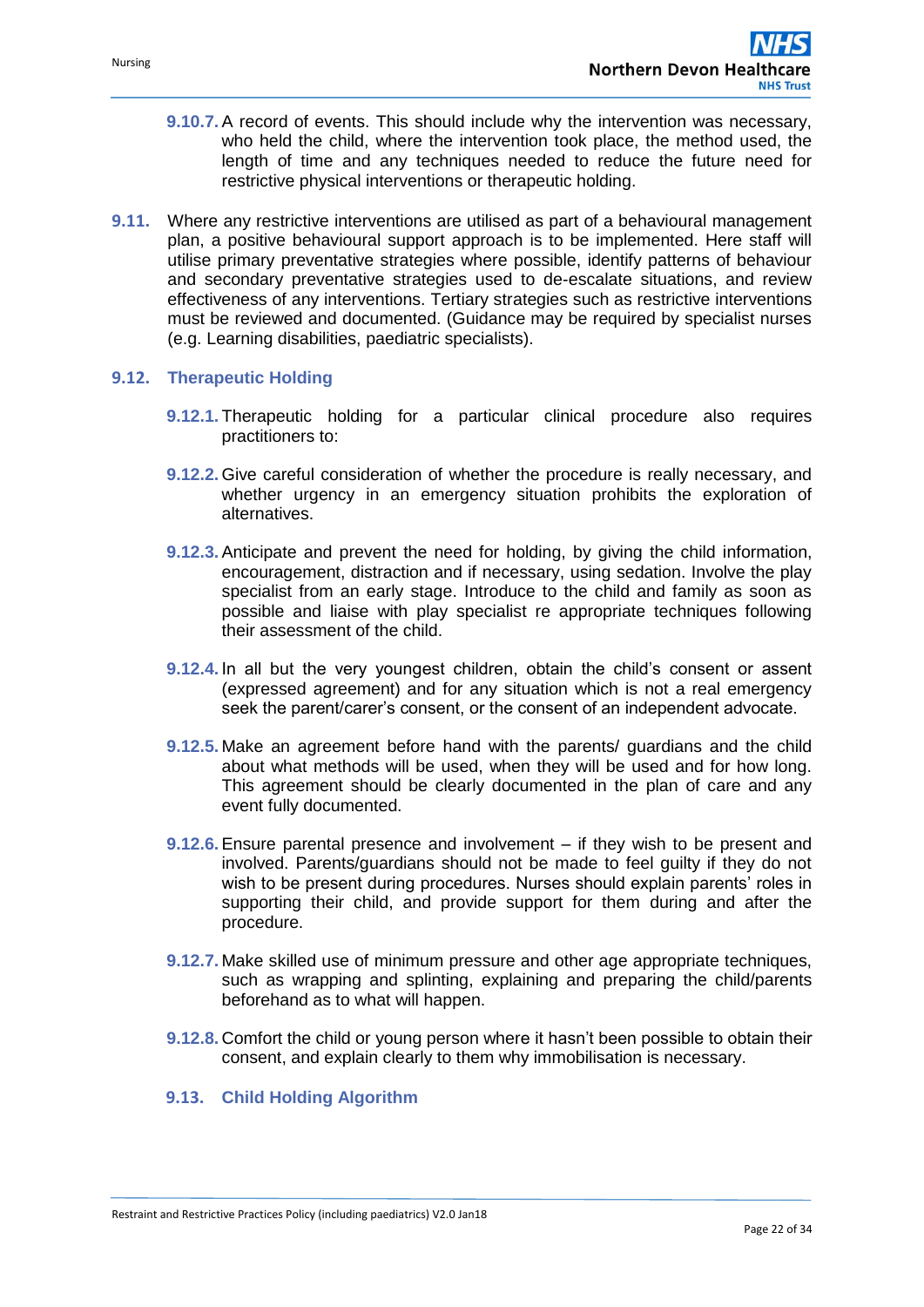**9.10.7.** A record of events. This should include why the intervention was necessary, who held the child, where the intervention took place, the method used, the length of time and any techniques needed to reduce the future need for restrictive physical interventions or therapeutic holding.

**9.11.** Where any restrictive interventions are utilised as part of a behavioural management plan, a positive behavioural support approach is to be implemented. Here staff will utilise primary preventative strategies where possible, identify patterns of behaviour and secondary preventative strategies used to de-escalate situations, and review effectiveness of any interventions. Tertiary strategies such as restrictive interventions must be reviewed and documented. (Guidance may be required by specialist nurses (e.g. Learning disabilities, paediatric specialists).

## 9.12. Therapeutic Holding

**9.12.1.** Therapeutic holding for a particular clinical procedure also requires practitioners to:

**9.12.2.** Give careful consideration of whether the procedure is really necessary, and whether urgency in an emergency situation prohibits the exploration of alternatives.

**9.12.3.** Anticipate and prevent the need for holding, by giving the child information, encouragement, distraction and if necessary, using sedation. Involve the play specialist from an early stage. Introduce to the child and family as soon as possible and liaise with play specialist re appropriate techniques following their assessment of the child.

**9.12.4.** In all but the very youngest children, obtain the child's consent or assent (expressed agreement) and for any situation which is not a real emergency seek the parent/carer's consent, or the consent of an independent advocate.

**9.12.5.** Make an agreement before hand with the parents/ guardians and the child about what methods will be used, when they will be used and for how long. This agreement should be clearly documented in the plan of care and any event fully documented.

**9.12.6.** Ensure parental presence and involvement – if they wish to be present and involved. Parents/guardians should not be made to feel guilty if they do not wish to be present during procedures. Nurses should explain parents' roles in supporting their child, and provide support for them during and after the procedure.

**9.12.7.** Make skilled use of minimum pressure and other age appropriate techniques, such as wrapping and splinting, explaining and preparing the child/parents beforehand as to what will happen.

**9.12.8.** Comfort the child or young person where it hasn't been possible to obtain their consent, and explain clearly to them why immobilisation is necessary.

## 9.13. Child Holding Algorithm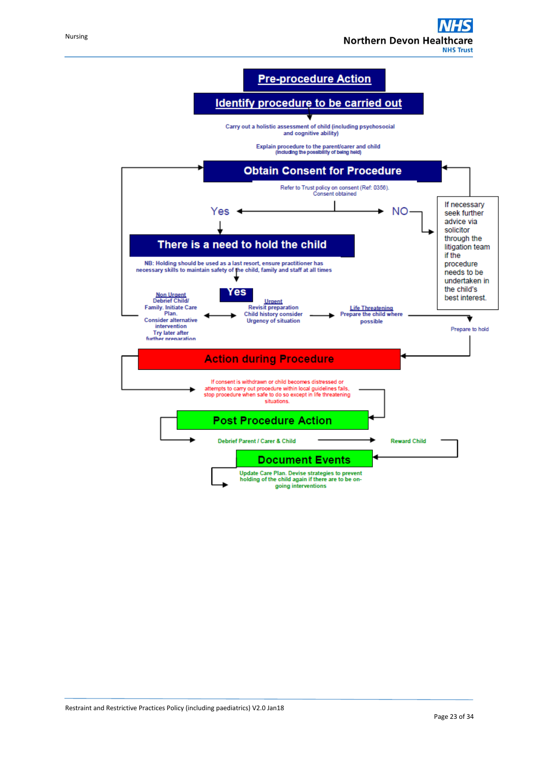## Pre-procedure Action

## Identify procedure to be carried out

Carry out a holistic assessment of child (including psychosocial and cognitive ability)

Explain procedure to the parent/carer and child (including the possibility of being held)

## Obtain Consent for Procedure

Refer to Trust policy on consent (Ref: 0356). Consent obtained

Yes / NO

If necessary seek further advice via solicitor through the litigation team if the procedure needs to be undertaken in the child's best interest.

## There is a need to hold the child

NB: Holding should be used as a last resort, ensure practitioner has necessary skills to maintain safety of the child, family and staff at all times

Yes

**Non Urgent**
Debrief Child/ Family. Initiate Care Plan.
Consider alternative intervention
Try later after further preparation

**Urgent**
Revisit preparation
Child history consider
Urgency of situation

**Life Threatening**
Prepare the child where possible

Prepare to hold

## Action during Procedure

If consent is withdrawn or child becomes distressed or attempts to carry out procedure within local guidelines fails, stop procedure when safe to do so except in life threatening situations.

## Post Procedure Action

Debrief Parent / Carer & Child → Reward Child

## Document Events

Update Care Plan. Devise strategies to prevent holding of the child again if there are to be on-going interventions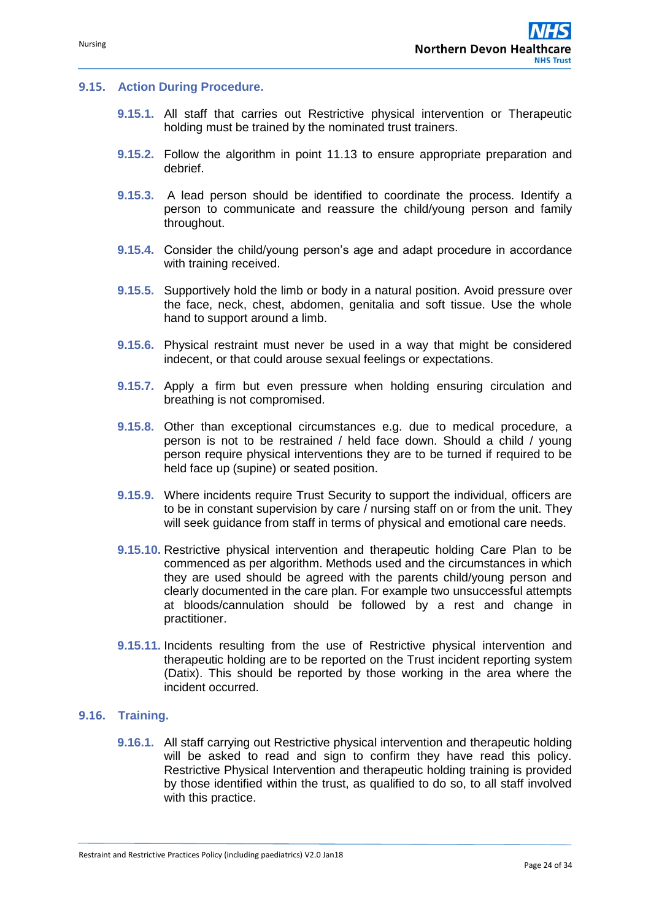## 9.15. Action During Procedure.

**9.15.1.** All staff that carries out Restrictive physical intervention or Therapeutic holding must be trained by the nominated trust trainers.

**9.15.2.** Follow the algorithm in point 11.13 to ensure appropriate preparation and debrief.

**9.15.3.** A lead person should be identified to coordinate the process. Identify a person to communicate and reassure the child/young person and family throughout.

**9.15.4.** Consider the child/young person's age and adapt procedure in accordance with training received.

**9.15.5.** Supportively hold the limb or body in a natural position. Avoid pressure over the face, neck, chest, abdomen, genitalia and soft tissue. Use the whole hand to support around a limb.

**9.15.6.** Physical restraint must never be used in a way that might be considered indecent, or that could arouse sexual feelings or expectations.

**9.15.7.** Apply a firm but even pressure when holding ensuring circulation and breathing is not compromised.

**9.15.8.** Other than exceptional circumstances e.g. due to medical procedure, a person is not to be restrained / held face down. Should a child / young person require physical interventions they are to be turned if required to be held face up (supine) or seated position.

**9.15.9.** Where incidents require Trust Security to support the individual, officers are to be in constant supervision by care / nursing staff on or from the unit. They will seek guidance from staff in terms of physical and emotional care needs.

**9.15.10.** Restrictive physical intervention and therapeutic holding Care Plan to be commenced as per algorithm. Methods used and the circumstances in which they are used should be agreed with the parents child/young person and clearly documented in the care plan. For example two unsuccessful attempts at bloods/cannulation should be followed by a rest and change in practitioner.

**9.15.11.** Incidents resulting from the use of Restrictive physical intervention and therapeutic holding are to be reported on the Trust incident reporting system (Datix). This should be reported by those working in the area where the incident occurred.

## 9.16. Training.

**9.16.1.** All staff carrying out Restrictive physical intervention and therapeutic holding will be asked to read and sign to confirm they have read this policy. Restrictive Physical Intervention and therapeutic holding training is provided by those identified within the trust, as qualified to do so, to all staff involved with this practice.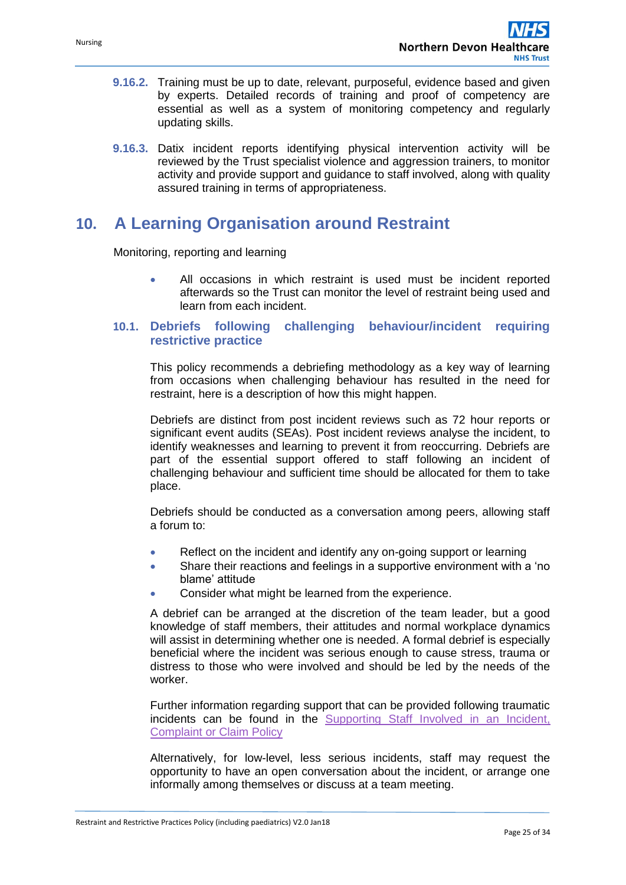**9.16.2.** Training must be up to date, relevant, purposeful, evidence based and given by experts. Detailed records of training and proof of competency are essential as well as a system of monitoring competency and regularly updating skills.

**9.16.3.** Datix incident reports identifying physical intervention activity will be reviewed by the Trust specialist violence and aggression trainers, to monitor activity and provide support and guidance to staff involved, along with quality assured training in terms of appropriateness.

# 10. A Learning Organisation around Restraint

Monitoring, reporting and learning

- All occasions in which restraint is used must be incident reported afterwards so the Trust can monitor the level of restraint being used and learn from each incident.

## 10.1. Debriefs following challenging behaviour/incident requiring restrictive practice

This policy recommends a debriefing methodology as a key way of learning from occasions when challenging behaviour has resulted in the need for restraint, here is a description of how this might happen.

Debriefs are distinct from post incident reviews such as 72 hour reports or significant event audits (SEAs). Post incident reviews analyse the incident, to identify weaknesses and learning to prevent it from reoccurring. Debriefs are part of the essential support offered to staff following an incident of challenging behaviour and sufficient time should be allocated for them to take place.

Debriefs should be conducted as a conversation among peers, allowing staff a forum to:

- Reflect on the incident and identify any on-going support or learning
- Share their reactions and feelings in a supportive environment with a 'no blame' attitude
- Consider what might be learned from the experience.

A debrief can be arranged at the discretion of the team leader, but a good knowledge of staff members, their attitudes and normal workplace dynamics will assist in determining whether one is needed. A formal debrief is especially beneficial where the incident was serious enough to cause stress, trauma or distress to those who were involved and should be led by the needs of the worker.

Further information regarding support that can be provided following traumatic incidents can be found in the Supporting Staff Involved in an Incident, Complaint or Claim Policy

Alternatively, for low-level, less serious incidents, staff may request the opportunity to have an open conversation about the incident, or arrange one informally among themselves or discuss at a team meeting.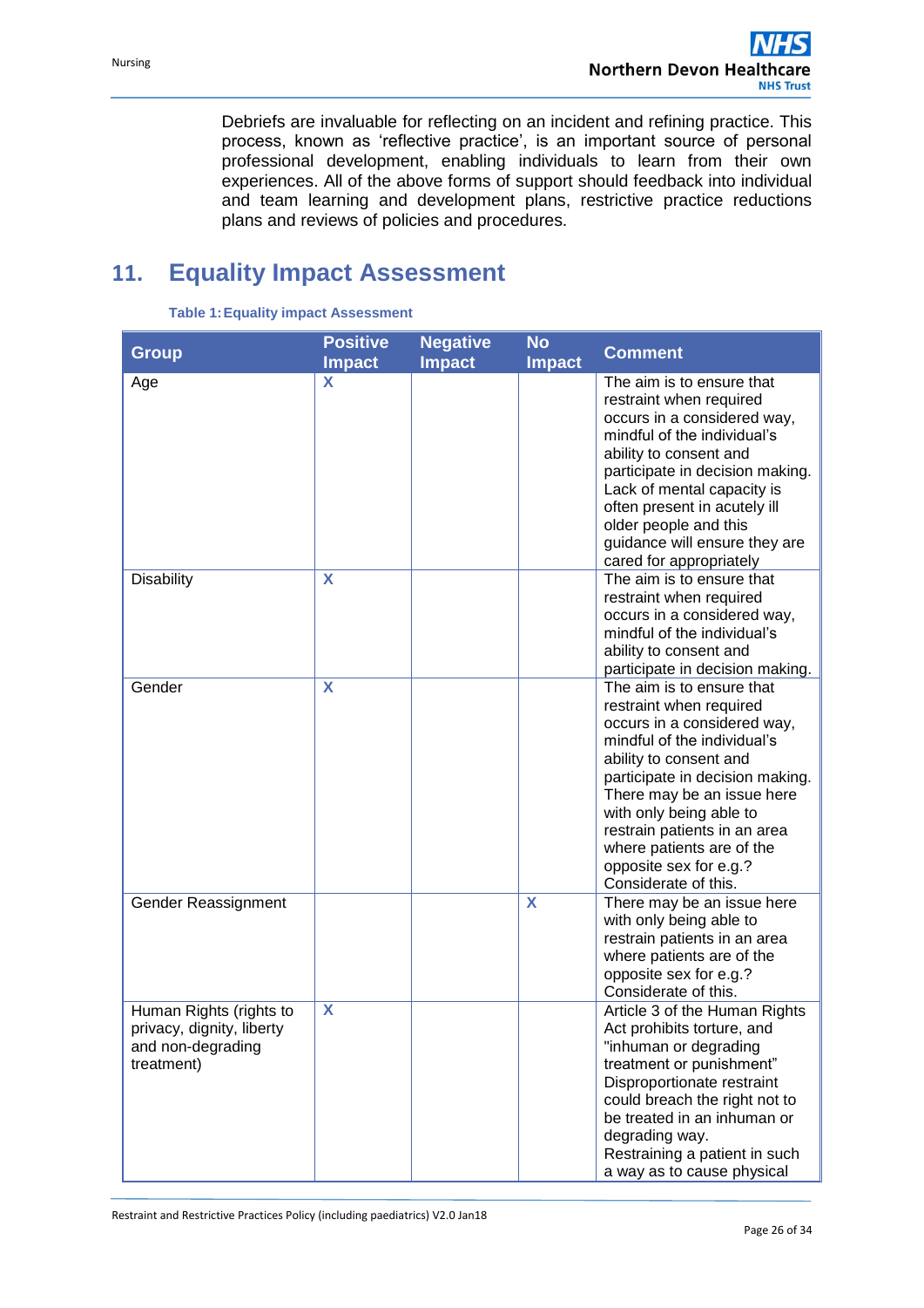Debriefs are invaluable for reflecting on an incident and refining practice. This process, known as 'reflective practice', is an important source of personal professional development, enabling individuals to learn from their own experiences. All of the above forms of support should feedback into individual and team learning and development plans, restrictive practice reductions plans and reviews of policies and procedures.

## 11. Equality Impact Assessment

**Table 1: Equality impact Assessment**

| Group | Positive Impact | Negative Impact | No Impact | Comment |
|---|---|---|---|---|
| Age | X | | | The aim is to ensure that restraint when required occurs in a considered way, mindful of the individual's ability to consent and participate in decision making. Lack of mental capacity is often present in acutely ill older people and this guidance will ensure they are cared for appropriately |
| Disability | X | | | The aim is to ensure that restraint when required occurs in a considered way, mindful of the individual's ability to consent and participate in decision making. |
| Gender | X | | | The aim is to ensure that restraint when required occurs in a considered way, mindful of the individual's ability to consent and participate in decision making. There may be an issue here with only being able to restrain patients in an area where patients are of the opposite sex for e.g.? Considerate of this. |
| Gender Reassignment | | | X | There may be an issue here with only being able to restrain patients in an area where patients are of the opposite sex for e.g.? Considerate of this. |
| Human Rights (rights to privacy, dignity, liberty and non-degrading treatment) | X | | | Article 3 of the Human Rights Act prohibits torture, and "inhuman or degrading treatment or punishment" Disproportionate restraint could breach the right not to be treated in an inhuman or degrading way. Restraining a patient in such a way as to cause physical |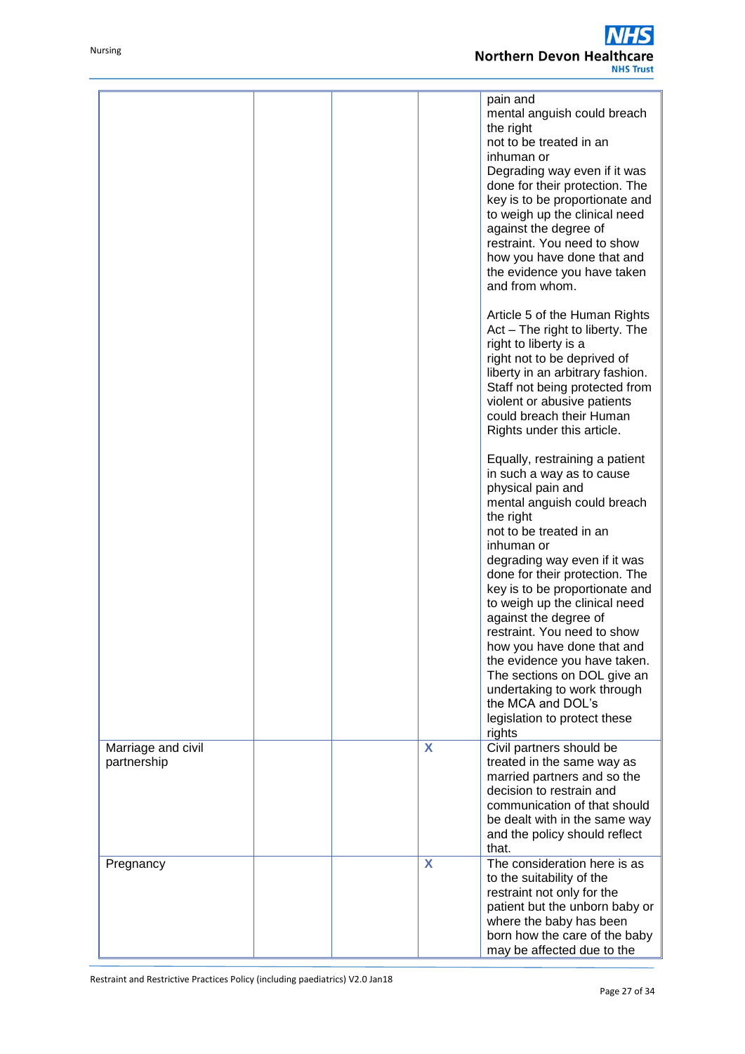| | | | | |
|---|---|---|---|---|
| | | | | pain and mental anguish could breach the right not to be treated in an inhuman or Degrading way even if it was done for their protection. The key is to be proportionate and to weigh up the clinical need against the degree of restraint. You need to show how you have done that and the evidence you have taken and from whom.<br><br>Article 5 of the Human Rights Act – The right to liberty. The right to liberty is a right not to be deprived of liberty in an arbitrary fashion. Staff not being protected from violent or abusive patients could breach their Human Rights under this article.<br><br>Equally, restraining a patient in such a way as to cause physical pain and mental anguish could breach the right not to be treated in an inhuman or degrading way even if it was done for their protection. The key is to be proportionate and to weigh up the clinical need against the degree of restraint. You need to show how you have done that and the evidence you have taken. The sections on DOL give an undertaking to work through the MCA and DOL's legislation to protect these rights |
| Marriage and civil partnership | | | X | Civil partners should be treated in the same way as married partners and so the decision to restrain and communication of that should be dealt with in the same way and the policy should reflect that. |
| Pregnancy | | | X | The consideration here is as to the suitability of the restraint not only for the patient but the unborn baby or where the baby has been born how the care of the baby may be affected due to the |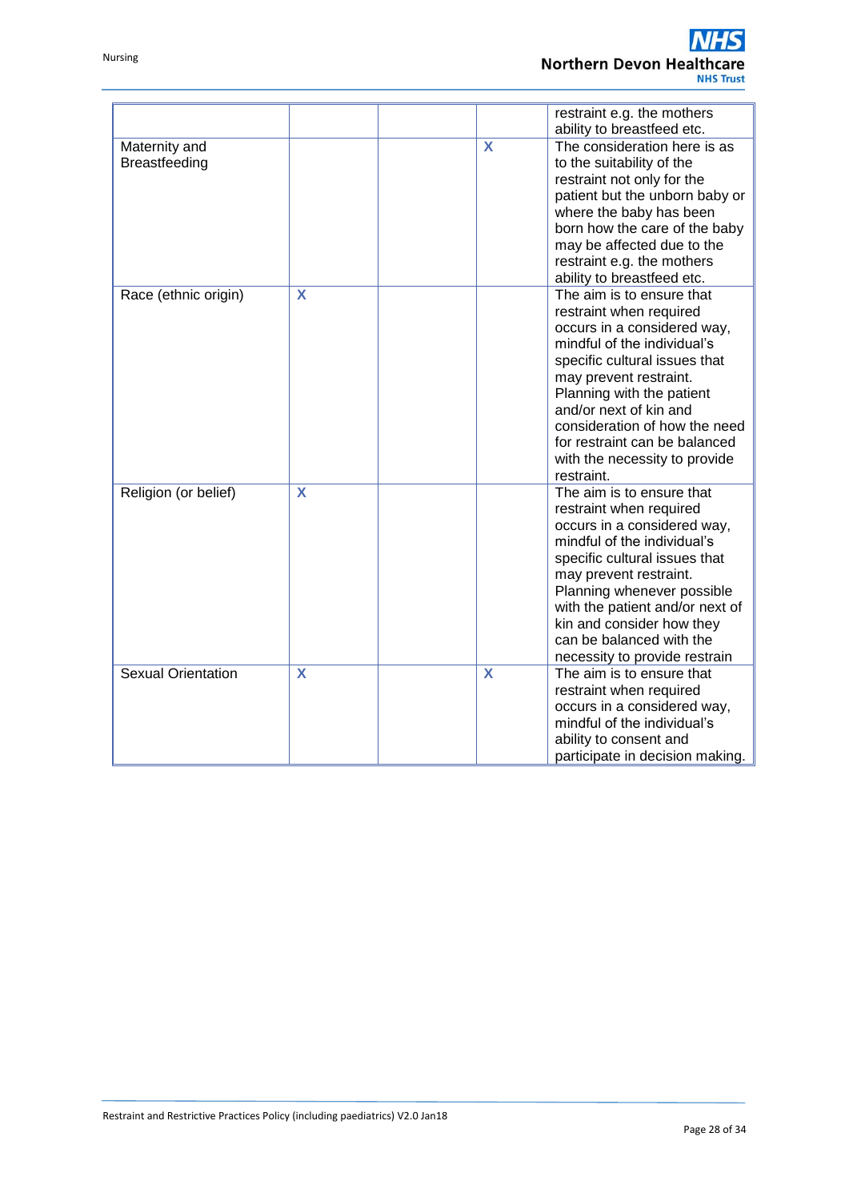|  |  |  |  |  |
|---|---|---|---|---|
|  |  |  |  | restraint e.g. the mothers ability to breastfeed etc. |
| Maternity and Breastfeeding |  |  | X | The consideration here is as to the suitability of the restraint not only for the patient but the unborn baby or where the baby has been born how the care of the baby may be affected due to the restraint e.g. the mothers ability to breastfeed etc. |
| Race (ethnic origin) | X |  |  | The aim is to ensure that restraint when required occurs in a considered way, mindful of the individual's specific cultural issues that may prevent restraint. Planning with the patient and/or next of kin and consideration of how the need for restraint can be balanced with the necessity to provide restraint. |
| Religion (or belief) | X |  |  | The aim is to ensure that restraint when required occurs in a considered way, mindful of the individual's specific cultural issues that may prevent restraint. Planning whenever possible with the patient and/or next of kin and consider how they can be balanced with the necessity to provide restrain |
| Sexual Orientation | X |  | X | The aim is to ensure that restraint when required occurs in a considered way, mindful of the individual's ability to consent and participate in decision making. |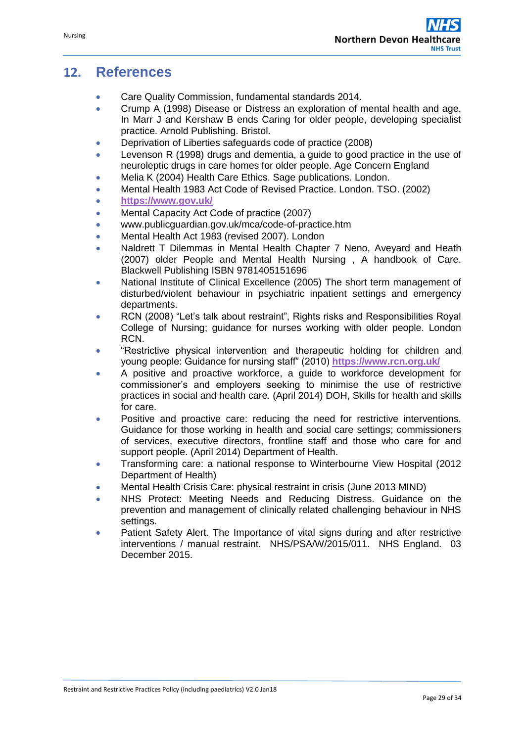## 12. References

- Care Quality Commission, fundamental standards 2014.
- Crump A (1998) Disease or Distress an exploration of mental health and age. In Marr J and Kershaw B ends Caring for older people, developing specialist practice. Arnold Publishing. Bristol.
- Deprivation of Liberties safeguards code of practice (2008)
- Levenson R (1998) drugs and dementia, a guide to good practice in the use of neuroleptic drugs in care homes for older people. Age Concern England
- Melia K (2004) Health Care Ethics. Sage publications. London.
- Mental Health 1983 Act Code of Revised Practice. London. TSO. (2002)
- **https://www.gov.uk/**
- Mental Capacity Act Code of practice (2007)
- www.publicguardian.gov.uk/mca/code-of-practice.htm
- Mental Health Act 1983 (revised 2007). London
- Naldrett T Dilemmas in Mental Health Chapter 7 Neno, Aveyard and Heath (2007) older People and Mental Health Nursing , A handbook of Care. Blackwell Publishing ISBN 9781405151696
- National Institute of Clinical Excellence (2005) The short term management of disturbed/violent behaviour in psychiatric inpatient settings and emergency departments.
- RCN (2008) "Let's talk about restraint", Rights risks and Responsibilities Royal College of Nursing; guidance for nurses working with older people. London RCN.
- "Restrictive physical intervention and therapeutic holding for children and young people: Guidance for nursing staff" (2010) **https://www.rcn.org.uk/**
- A positive and proactive workforce, a guide to workforce development for commissioner's and employers seeking to minimise the use of restrictive practices in social and health care. (April 2014) DOH, Skills for health and skills for care.
- Positive and proactive care: reducing the need for restrictive interventions. Guidance for those working in health and social care settings; commissioners of services, executive directors, frontline staff and those who care for and support people. (April 2014) Department of Health.
- Transforming care: a national response to Winterbourne View Hospital (2012 Department of Health)
- Mental Health Crisis Care: physical restraint in crisis (June 2013 MIND)
- NHS Protect: Meeting Needs and Reducing Distress. Guidance on the prevention and management of clinically related challenging behaviour in NHS settings.
- Patient Safety Alert. The Importance of vital signs during and after restrictive interventions / manual restraint. NHS/PSA/W/2015/011. NHS England. 03 December 2015.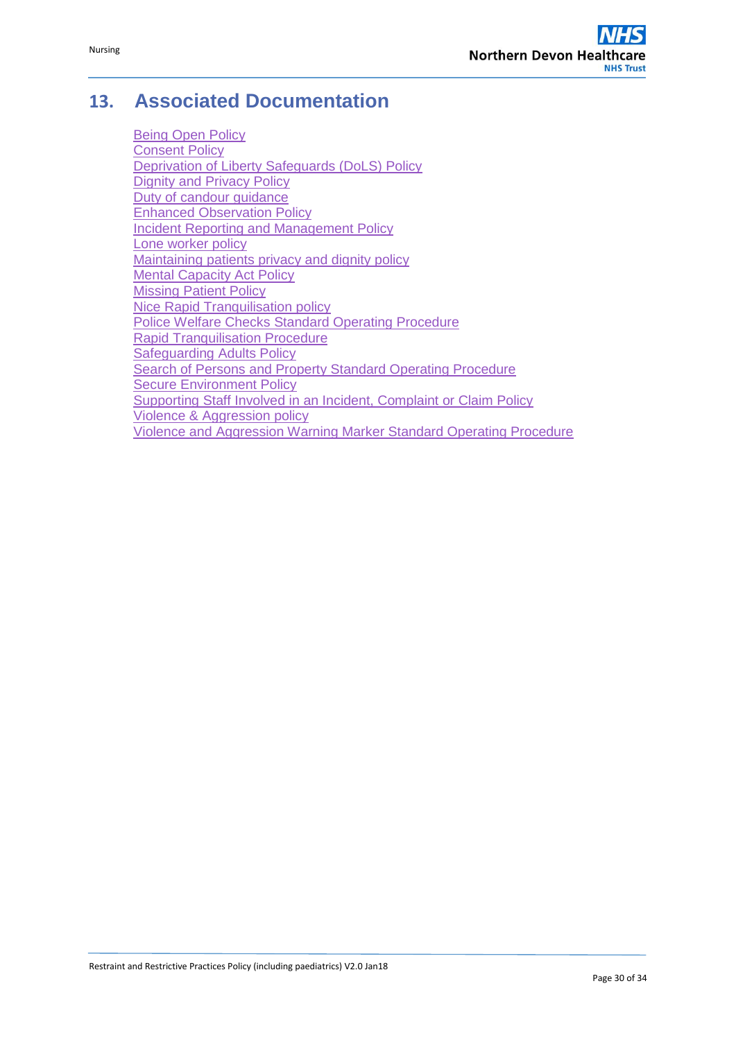## 13. Associated Documentation

Being Open Policy
Consent Policy
Deprivation of Liberty Safeguards (DoLS) Policy
Dignity and Privacy Policy
Duty of candour guidance
Enhanced Observation Policy
Incident Reporting and Management Policy
Lone worker policy
Maintaining patients privacy and dignity policy
Mental Capacity Act Policy
Missing Patient Policy
Nice Rapid Tranquilisation policy
Police Welfare Checks Standard Operating Procedure
Rapid Tranquilisation Procedure
Safeguarding Adults Policy
Search of Persons and Property Standard Operating Procedure
Secure Environment Policy
Supporting Staff Involved in an Incident, Complaint or Claim Policy
Violence & Aggression policy
Violence and Aggression Warning Marker Standard Operating Procedure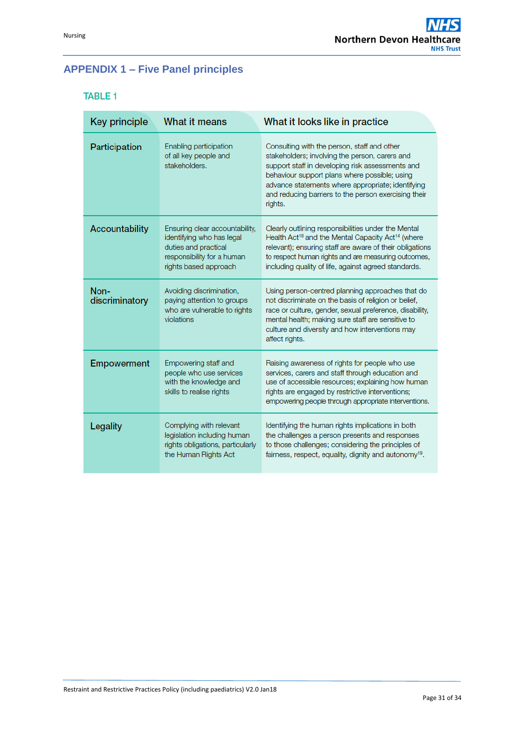## APPENDIX 1 – Five Panel principles

### TABLE 1

| Key principle | What it means | What it looks like in practice |
|---|---|---|
| Participation | Enabling participation of all key people and stakeholders. | Consulting with the person, staff and other stakeholders; involving the person, carers and support staff in developing risk assessments and behaviour support plans where possible; using advance statements where appropriate; identifying and reducing barriers to the person exercising their rights. |
| Accountability | Ensuring clear accountability, identifying who has legal duties and practical responsibility for a human rights based approach | Clearly outlining responsibilities under the Mental Health Act[18] and the Mental Capacity Act[14] (where relevant); ensuring staff are aware of their obligations to respect human rights and are measuring outcomes, including quality of life, against agreed standards. |
| Non-discriminatory | Avoiding discrimination, paying attention to groups who are vulnerable to rights violations | Using person-centred planning approaches that do not discriminate on the basis of religion or belief, race or culture, gender, sexual preference, disability, mental health; making sure staff are sensitive to culture and diversity and how interventions may affect rights. |
| Empowerment | Empowering staff and people who use services with the knowledge and skills to realise rights | Raising awareness of rights for people who use services, carers and staff through education and use of accessible resources; explaining how human rights are engaged by restrictive interventions; empowering people through appropriate interventions. |
| Legality | Complying with relevant legislation including human rights obligations, particularly the Human Rights Act | Identifying the human rights implications in both the challenges a person presents and responses to those challenges; considering the principles of fairness, respect, equality, dignity and autonomy[19]. |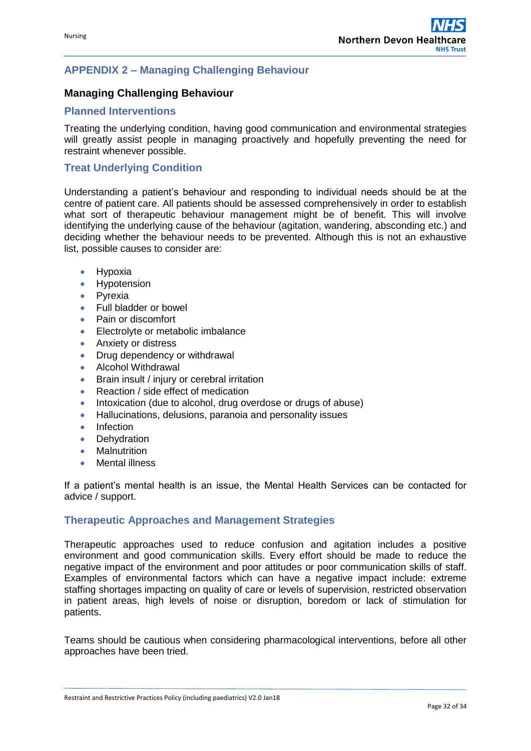## APPENDIX 2 – Managing Challenging Behaviour

### Managing Challenging Behaviour

### Planned Interventions

Treating the underlying condition, having good communication and environmental strategies will greatly assist people in managing proactively and hopefully preventing the need for restraint whenever possible.

### Treat Underlying Condition

Understanding a patient's behaviour and responding to individual needs should be at the centre of patient care. All patients should be assessed comprehensively in order to establish what sort of therapeutic behaviour management might be of benefit. This will involve identifying the underlying cause of the behaviour (agitation, wandering, absconding etc.) and deciding whether the behaviour needs to be prevented. Although this is not an exhaustive list, possible causes to consider are:

- Hypoxia
- Hypotension
- Pyrexia
- Full bladder or bowel
- Pain or discomfort
- Electrolyte or metabolic imbalance
- Anxiety or distress
- Drug dependency or withdrawal
- Alcohol Withdrawal
- Brain insult / injury or cerebral irritation
- Reaction / side effect of medication
- Intoxication (due to alcohol, drug overdose or drugs of abuse)
- Hallucinations, delusions, paranoia and personality issues
- Infection
- Dehydration
- Malnutrition
- Mental illness

If a patient's mental health is an issue, the Mental Health Services can be contacted for advice / support.

### Therapeutic Approaches and Management Strategies

Therapeutic approaches used to reduce confusion and agitation includes a positive environment and good communication skills. Every effort should be made to reduce the negative impact of the environment and poor attitudes or poor communication skills of staff. Examples of environmental factors which can have a negative impact include: extreme staffing shortages impacting on quality of care or levels of supervision, restricted observation in patient areas, high levels of noise or disruption, boredom or lack of stimulation for patients.

Teams should be cautious when considering pharmacological interventions, before all other approaches have been tried.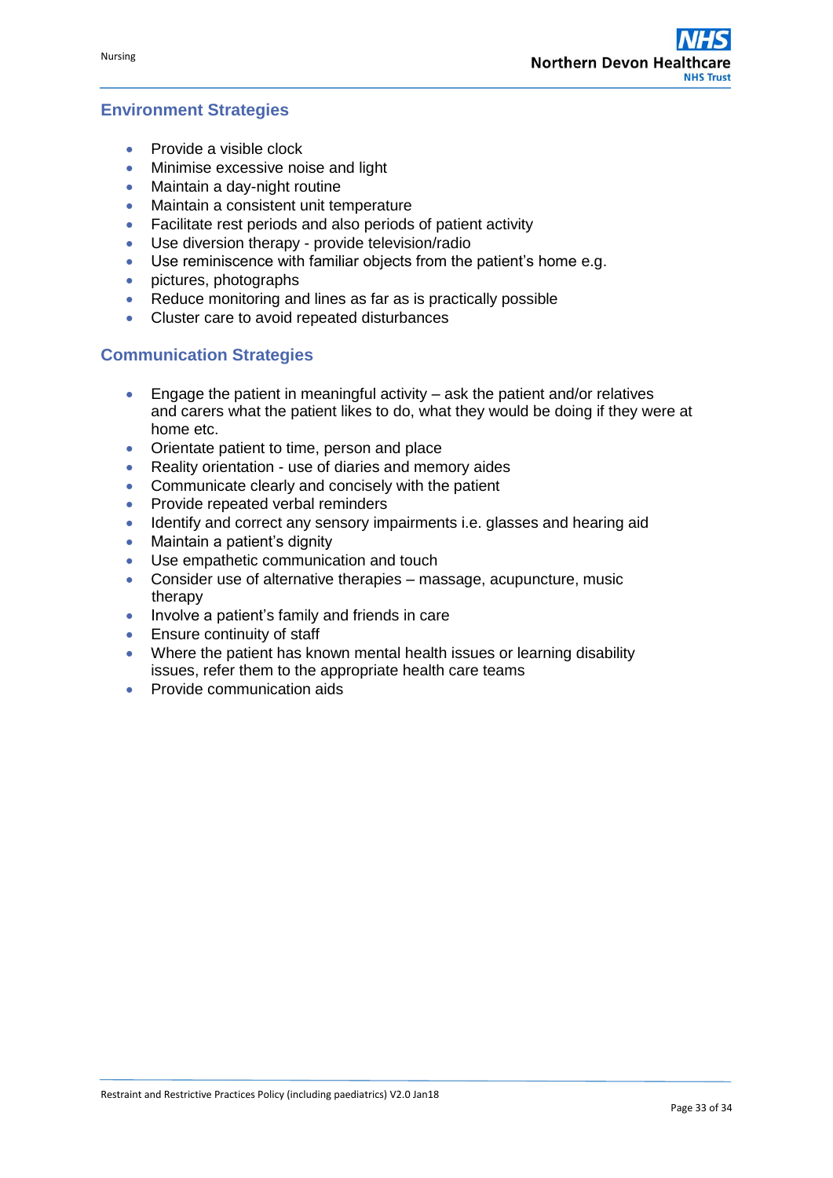## Environment Strategies

- Provide a visible clock
- Minimise excessive noise and light
- Maintain a day-night routine
- Maintain a consistent unit temperature
- Facilitate rest periods and also periods of patient activity
- Use diversion therapy - provide television/radio
- Use reminiscence with familiar objects from the patient's home e.g.
- pictures, photographs
- Reduce monitoring and lines as far as is practically possible
- Cluster care to avoid repeated disturbances

## Communication Strategies

- Engage the patient in meaningful activity – ask the patient and/or relatives and carers what the patient likes to do, what they would be doing if they were at home etc.
- Orientate patient to time, person and place
- Reality orientation - use of diaries and memory aides
- Communicate clearly and concisely with the patient
- Provide repeated verbal reminders
- Identify and correct any sensory impairments i.e. glasses and hearing aid
- Maintain a patient's dignity
- Use empathetic communication and touch
- Consider use of alternative therapies – massage, acupuncture, music therapy
- Involve a patient's family and friends in care
- Ensure continuity of staff
- Where the patient has known mental health issues or learning disability issues, refer them to the appropriate health care teams
- Provide communication aids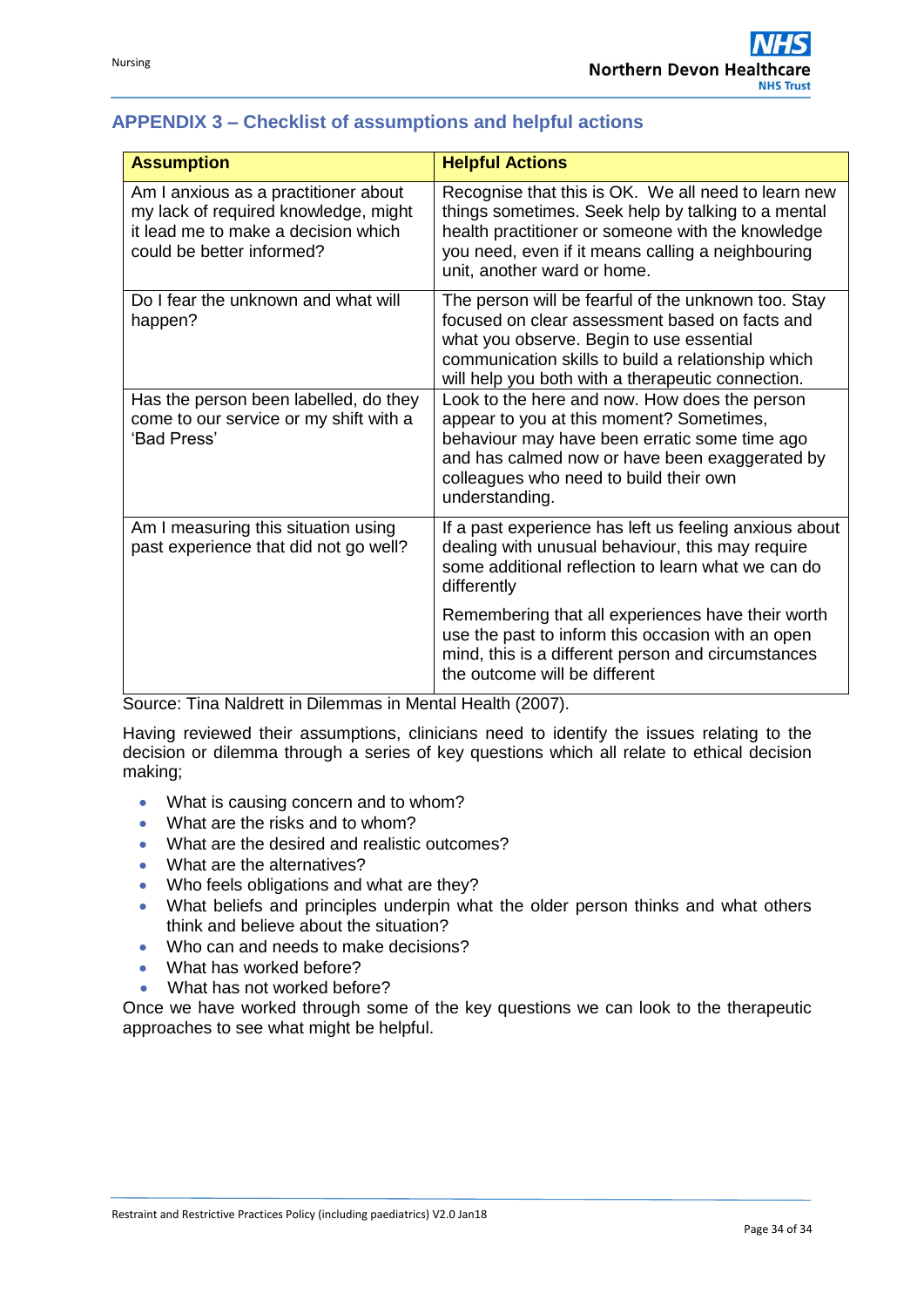## APPENDIX 3 – Checklist of assumptions and helpful actions

| Assumption | Helpful Actions |
|---|---|
| Am I anxious as a practitioner about my lack of required knowledge, might it lead me to make a decision which could be better informed? | Recognise that this is OK. We all need to learn new things sometimes. Seek help by talking to a mental health practitioner or someone with the knowledge you need, even if it means calling a neighbouring unit, another ward or home. |
| Do I fear the unknown and what will happen? | The person will be fearful of the unknown too. Stay focused on clear assessment based on facts and what you observe. Begin to use essential communication skills to build a relationship which will help you both with a therapeutic connection. |
| Has the person been labelled, do they come to our service or my shift with a 'Bad Press' | Look to the here and now. How does the person appear to you at this moment? Sometimes, behaviour may have been erratic some time ago and has calmed now or have been exaggerated by colleagues who need to build their own understanding. |
| Am I measuring this situation using past experience that did not go well? | If a past experience has left us feeling anxious about dealing with unusual behaviour, this may require some additional reflection to learn what we can do differently<br><br>Remembering that all experiences have their worth use the past to inform this occasion with an open mind, this is a different person and circumstances the outcome will be different |

Source: Tina Naldrett in Dilemmas in Mental Health (2007).

Having reviewed their assumptions, clinicians need to identify the issues relating to the decision or dilemma through a series of key questions which all relate to ethical decision making;

- What is causing concern and to whom?
- What are the risks and to whom?
- What are the desired and realistic outcomes?
- What are the alternatives?
- Who feels obligations and what are they?
- What beliefs and principles underpin what the older person thinks and what others think and believe about the situation?
- Who can and needs to make decisions?
- What has worked before?
- What has not worked before?

Once we have worked through some of the key questions we can look to the therapeutic approaches to see what might be helpful.